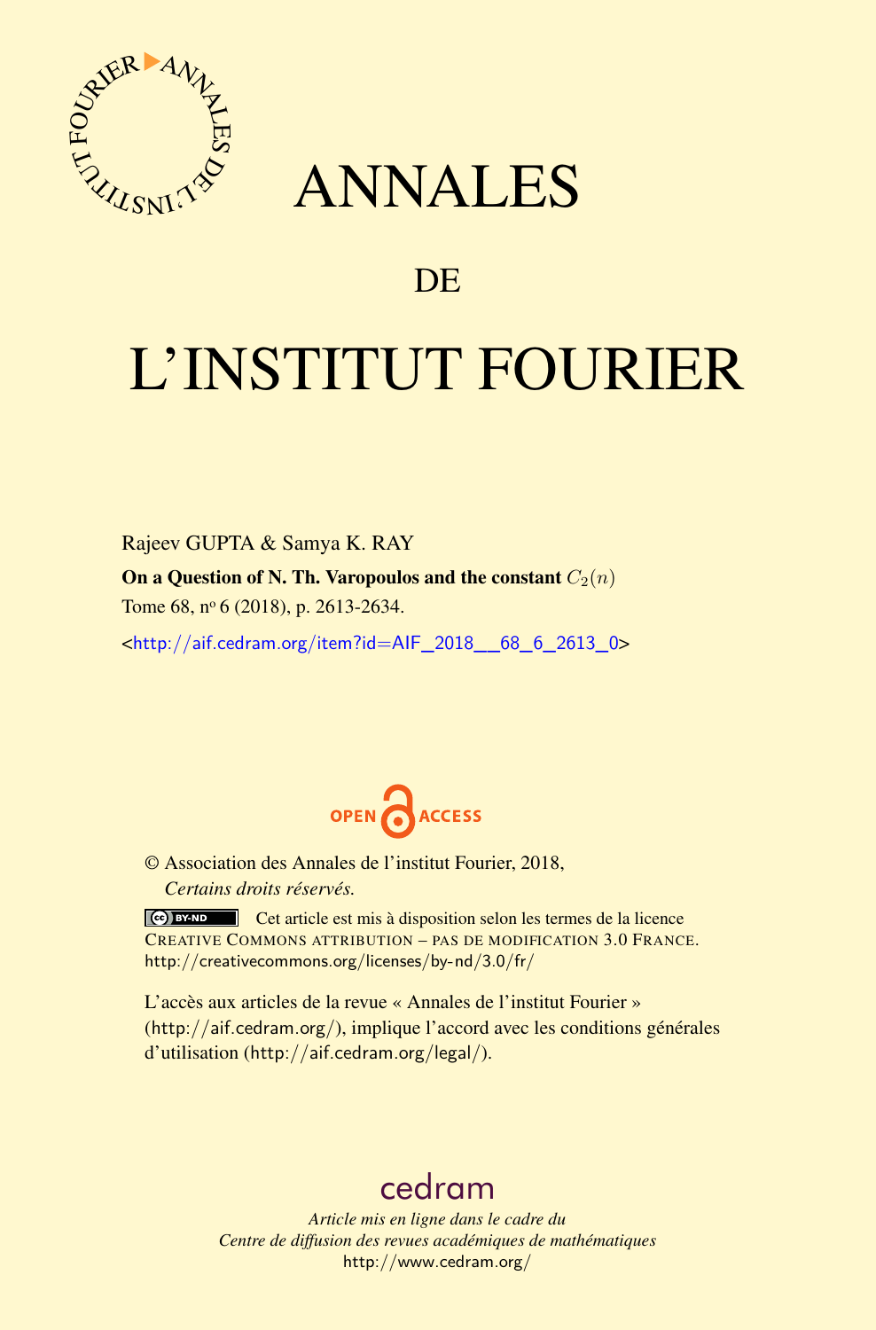# ANNALES

## DE

# L'INSTITUT FOURIER

Rajeev GUPTA & Samya K. RAY

**On a Question of N. Th. Varopoulos and the constant $C_2(n)$**

Tome 68, nº 6 (2018), p. 2613-2634.

<http://aif.cedram.org/item?id=AIF_2018__68_6_2613_0>

OPEN ACCESS

© Association des Annales de l'institut Fourier, 2018,
*Certains droits réservés.*

Cet article est mis à disposition selon les termes de la licence CREATIVE COMMONS ATTRIBUTION – PAS DE MODIFICATION 3.0 FRANCE.
http://creativecommons.org/licenses/by-nd/3.0/fr/

L'accès aux articles de la revue « Annales de l'institut Fourier » (http://aif.cedram.org/), implique l'accord avec les conditions générales d'utilisation (http://aif.cedram.org/legal/).

cedram

*Article mis en ligne dans le cadre du*
*Centre de diffusion des revues académiques de mathématiques*
http://www.cedram.org/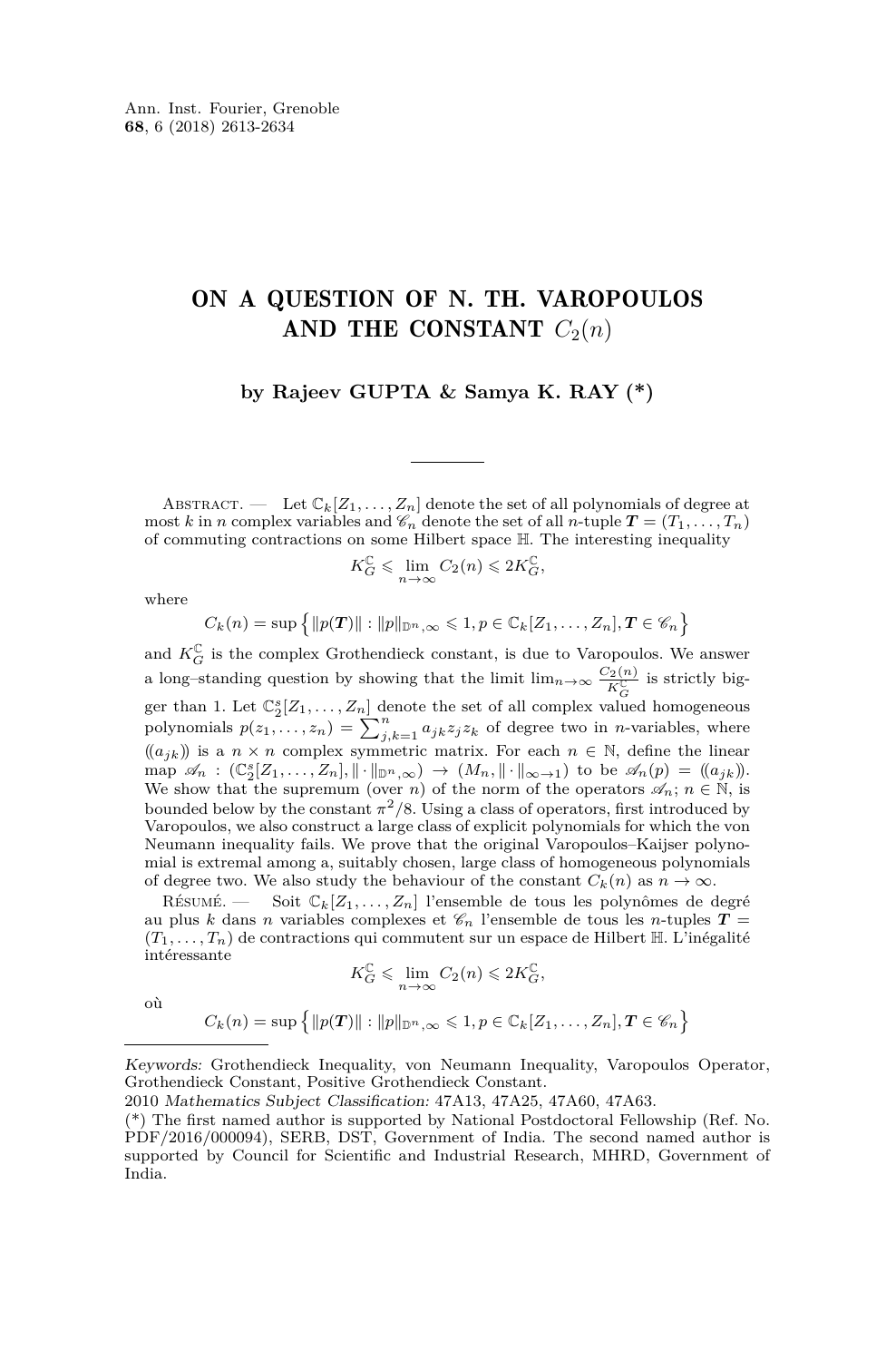Ann. Inst. Fourier, Grenoble
**68**, 6 (2018) 2613-2634

# ON A QUESTION OF N. TH. VAROPOULOS AND THE CONSTANT $C_2(n)$

**by Rajeev GUPTA & Samya K. RAY (\*)**

---

Abstract. — Let $\mathbb{C}_k[Z_1,\dots,Z_n]$ denote the set of all polynomials of degree at most $k$ in $n$ complex variables and $\mathscr{C}_n$ denote the set of all $n$-tuple $\boldsymbol{T}=(T_1,\dots,T_n)$ of commuting contractions on some Hilbert space $\mathbb{H}$. The interesting inequality

$$K_G^{\mathbb{C}} \leqslant \lim_{n\to\infty} C_2(n) \leqslant 2K_G^{\mathbb{C}},$$

where

$$C_k(n) = \sup\left\{\|p(\boldsymbol{T})\| : \|p\|_{\mathbb{D}^n,\infty} \leqslant 1, p \in \mathbb{C}_k[Z_1,\dots,Z_n], \boldsymbol{T} \in \mathscr{C}_n\right\}$$

and $K_G^{\mathbb{C}}$ is the complex Grothendieck constant, is due to Varopoulos. We answer a long–standing question by showing that the limit $\lim_{n\to\infty}\frac{C_2(n)}{K_G^{\mathbb{C}}}$ is strictly bigger than 1. Let $\mathbb{C}_2^s[Z_1,\dots,Z_n]$ denote the set of all complex valued homogeneous polynomials $p(z_1,\dots,z_n)=\sum_{j,k=1}^n a_{jk}z_jz_k$ of degree two in $n$-variables, where $(\!(a_{jk})\!)$ is a $n\times n$ complex symmetric matrix. For each $n\in\mathbb{N}$, define the linear map $\mathscr{A}_n : (\mathbb{C}_2^s[Z_1,\dots,Z_n],\|\cdot\|_{\mathbb{D}^n,\infty}) \to (M_n,\|\cdot\|_{\infty\to 1})$ to be $\mathscr{A}_n(p)=(\!(a_{jk})\!)$. We show that the supremum (over $n$) of the norm of the operators $\mathscr{A}_n$; $n\in\mathbb{N}$, is bounded below by the constant $\pi^2/8$. Using a class of operators, first introduced by Varopoulos, we also construct a large class of explicit polynomials for which the von Neumann inequality fails. We prove that the original Varopoulos–Kaijser polynomial is extremal among a, suitably chosen, large class of homogeneous polynomials of degree two. We also study the behaviour of the constant $C_k(n)$ as $n\to\infty$.

Résumé. — Soit $\mathbb{C}_k[Z_1,\dots,Z_n]$ l'ensemble de tous les polynômes de degré au plus $k$ dans $n$ variables complexes et $\mathscr{C}_n$ l'ensemble de tous les $n$-tuples $\boldsymbol{T}=(T_1,\dots,T_n)$ de contractions qui commutent sur un espace de Hilbert $\mathbb{H}$. L'inégalité intéressante

$$K_G^{\mathbb{C}} \leqslant \lim_{n\to\infty} C_2(n) \leqslant 2K_G^{\mathbb{C}},$$

où

$$C_k(n) = \sup\left\{\|p(\boldsymbol{T})\| : \|p\|_{\mathbb{D}^n,\infty} \leqslant 1, p \in \mathbb{C}_k[Z_1,\dots,Z_n], \boldsymbol{T} \in \mathscr{C}_n\right\}$$

---

*Keywords:* Grothendieck Inequality, von Neumann Inequality, Varopoulos Operator, Grothendieck Constant, Positive Grothendieck Constant.

2010 *Mathematics Subject Classification:* 47A13, 47A25, 47A60, 47A63.

(\*) The first named author is supported by National Postdoctoral Fellowship (Ref. No. PDF/2016/000094), SERB, DST, Government of India. The second named author is supported by Council for Scientific and Industrial Research, MHRD, Government of India.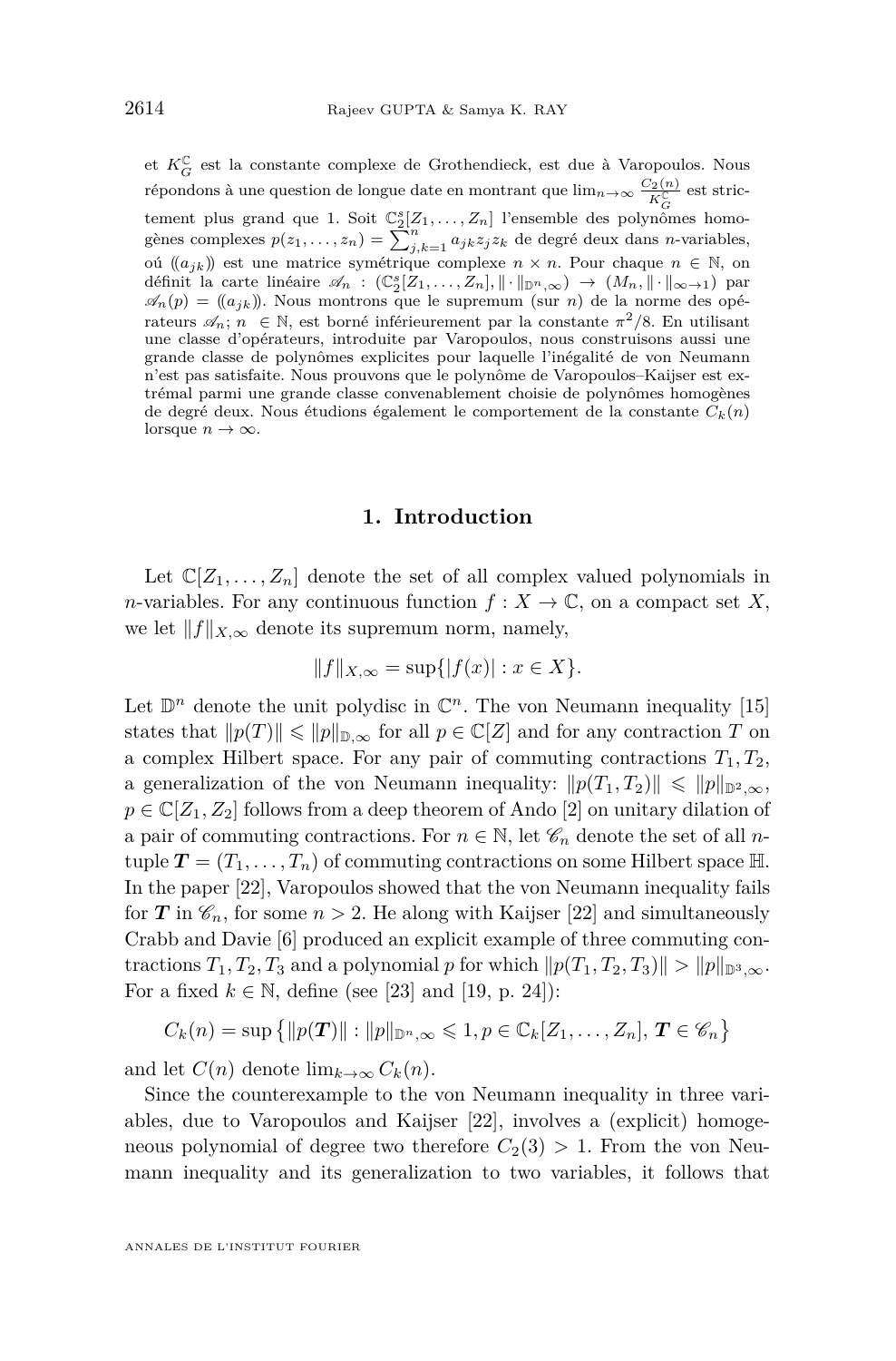et $K_G^{\mathbb{C}}$ est la constante complexe de Grothendieck, est due à Varopoulos. Nous répondons à une question de longue date en montrant que $\lim_{n\to\infty} \frac{C_2(n)}{K_G^{\mathbb{C}}}$ est strictement plus grand que 1. Soit $\mathbb{C}_2^s[Z_1,\ldots,Z_n]$ l'ensemble des polynômes homogènes complexes $p(z_1,\ldots,z_n) = \sum_{j,k=1}^n a_{jk} z_j z_k$ de degré deux dans $n$-variables, oú $(\!(a_{jk})\!)$ est une matrice symétrique complexe $n \times n$. Pour chaque $n \in \mathbb{N}$, on définit la carte linéaire $\mathscr{A}_n : (\mathbb{C}_2^s[Z_1,\ldots,Z_n], \|\cdot\|_{\mathbb{D}^n,\infty}) \to (M_n, \|\cdot\|_{\infty\to 1})$ par $\mathscr{A}_n(p) = (\!(a_{jk})\!)$. Nous montrons que le supremum (sur $n$) de la norme des opérateurs $\mathscr{A}_n$; $n \in \mathbb{N}$, est borné inférieurement par la constante $\pi^2/8$. En utilisant une classe d'opérateurs, introduite par Varopoulos, nous construisons aussi une grande classe de polynômes explicites pour laquelle l'inégalité de von Neumann n'est pas satisfaite. Nous prouvons que le polynôme de Varopoulos–Kaijser est extrémal parmi une grande classe convenablement choisie de polynômes homogènes de degré deux. Nous étudions également le comportement de la constante $C_k(n)$ lorsque $n \to \infty$.

## 1. Introduction

Let $\mathbb{C}[Z_1,\ldots,Z_n]$ denote the set of all complex valued polynomials in $n$-variables. For any continuous function $f : X \to \mathbb{C}$, on a compact set $X$, we let $\|f\|_{X,\infty}$ denote its supremum norm, namely,

$$\|f\|_{X,\infty} = \sup\{|f(x)| : x \in X\}.$$

Let $\mathbb{D}^n$ denote the unit polydisc in $\mathbb{C}^n$. The von Neumann inequality [15] states that $\|p(T)\| \leqslant \|p\|_{\mathbb{D},\infty}$ for all $p \in \mathbb{C}[Z]$ and for any contraction $T$ on a complex Hilbert space. For any pair of commuting contractions $T_1, T_2$, a generalization of the von Neumann inequality: $\|p(T_1,T_2)\| \leqslant \|p\|_{\mathbb{D}^2,\infty}$, $p \in \mathbb{C}[Z_1,Z_2]$ follows from a deep theorem of Ando [2] on unitary dilation of a pair of commuting contractions. For $n \in \mathbb{N}$, let $\mathscr{C}_n$ denote the set of all $n$-tuple $\boldsymbol{T} = (T_1,\ldots,T_n)$ of commuting contractions on some Hilbert space $\mathbb{H}$. In the paper [22], Varopoulos showed that the von Neumann inequality fails for $\boldsymbol{T}$ in $\mathscr{C}_n$, for some $n > 2$. He along with Kaijser [22] and simultaneously Crabb and Davie [6] produced an explicit example of three commuting contractions $T_1, T_2, T_3$ and a polynomial $p$ for which $\|p(T_1,T_2,T_3)\| > \|p\|_{\mathbb{D}^3,\infty}$. For a fixed $k \in \mathbb{N}$, define (see [23] and [19, p. 24]):

$$C_k(n) = \sup\left\{\|p(\boldsymbol{T})\| : \|p\|_{\mathbb{D}^n,\infty} \leqslant 1, p \in \mathbb{C}_k[Z_1,\ldots,Z_n], \boldsymbol{T} \in \mathscr{C}_n\right\}$$

and let $C(n)$ denote $\lim_{k\to\infty} C_k(n)$.

Since the counterexample to the von Neumann inequality in three variables, due to Varopoulos and Kaijser [22], involves a (explicit) homogeneous polynomial of degree two therefore $C_2(3) > 1$. From the von Neumann inequality and its generalization to two variables, it follows that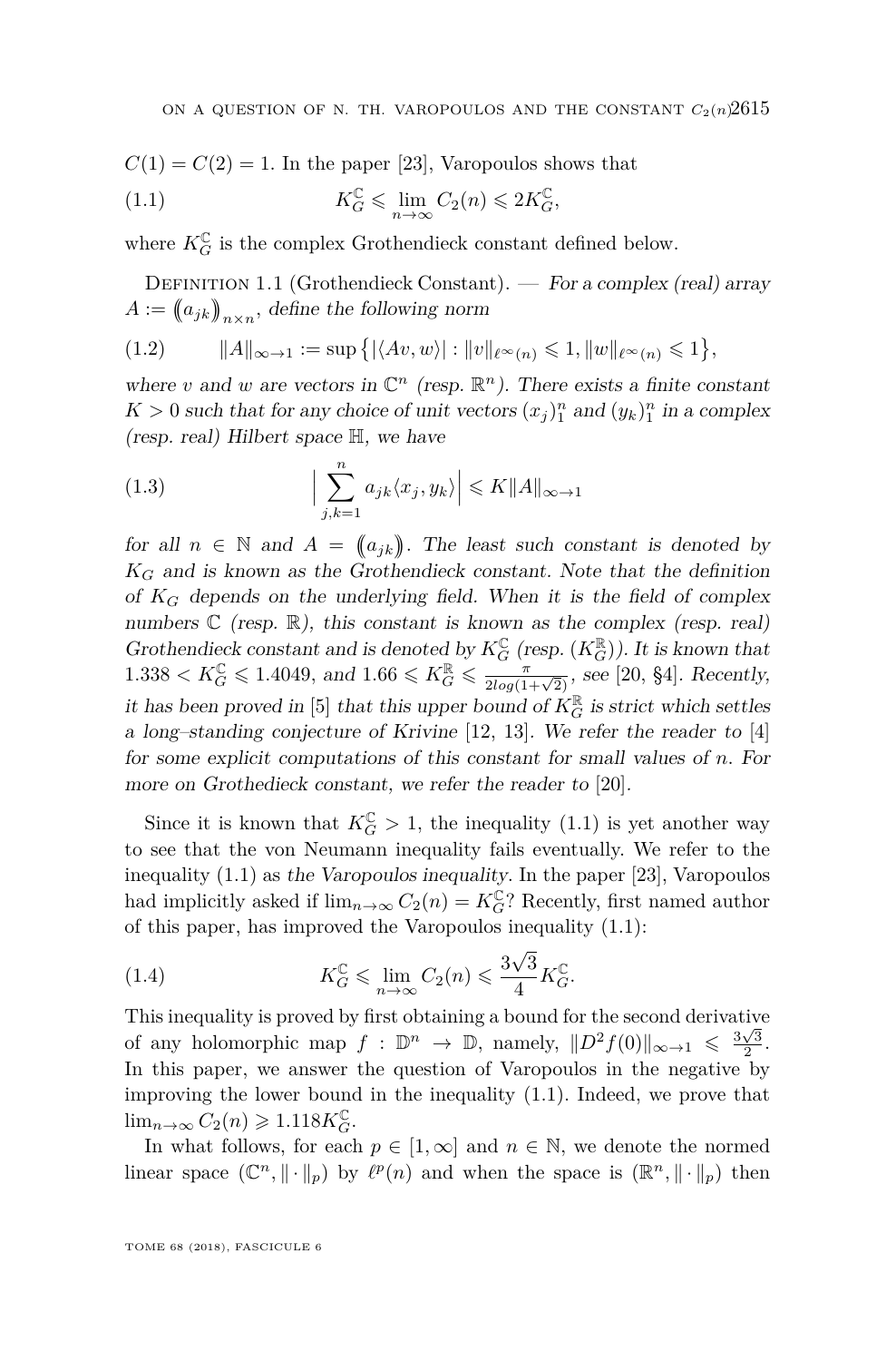$C(1) = C(2) = 1$. In the paper [23], Varopoulos shows that

$$K_G^{\mathbb{C}} \leqslant \lim_{n\to\infty} C_2(n) \leqslant 2K_G^{\mathbb{C}}, \tag{1.1}$$

where $K_G^{\mathbb{C}}$ is the complex Grothendieck constant defined below.

Definition 1.1 (Grothendieck Constant). — *For a complex (real) array $A := \left(\!\left(a_{jk}\right)\!\right)_{n\times n}$, define the following norm*

$$\|A\|_{\infty\to 1} := \sup\left\{|\langle Av, w\rangle| : \|v\|_{\ell^\infty(n)} \leqslant 1, \|w\|_{\ell^\infty(n)} \leqslant 1\right\}, \tag{1.2}$$

*where $v$ and $w$ are vectors in $\mathbb{C}^n$ (resp. $\mathbb{R}^n$). There exists a finite constant $K > 0$ such that for any choice of unit vectors $(x_j)_1^n$ and $(y_k)_1^n$ in a complex (resp. real) Hilbert space $\mathbb{H}$, we have*

$$\Big|\sum_{j,k=1}^n a_{jk}\langle x_j, y_k\rangle\Big| \leqslant K\|A\|_{\infty\to 1} \tag{1.3}$$

*for all $n \in \mathbb{N}$ and $A = \left(\!\left(a_{jk}\right)\!\right)$. The least such constant is denoted by $K_G$ and is known as the Grothendieck constant. Note that the definition of $K_G$ depends on the underlying field. When it is the field of complex numbers $\mathbb{C}$ (resp. $\mathbb{R}$), this constant is known as the complex (resp. real) Grothendieck constant and is denoted by $K_G^{\mathbb{C}}$ (resp. $(K_G^{\mathbb{R}})$). It is known that $1.338 < K_G^{\mathbb{C}} \leqslant 1.4049$, and $1.66 \leqslant K_G^{\mathbb{R}} \leqslant \frac{\pi}{2log(1+\sqrt{2})}$, see [20, §4]. Recently, it has been proved in [5] that this upper bound of $K_G^{\mathbb{R}}$ is strict which settles a long–standing conjecture of Krivine [12, 13]. We refer the reader to [4] for some explicit computations of this constant for small values of $n$. For more on Grothedieck constant, we refer the reader to [20].*

Since it is known that $K_G^{\mathbb{C}} > 1$, the inequality (1.1) is yet another way to see that the von Neumann inequality fails eventually. We refer to the inequality (1.1) as *the Varopoulos inequality*. In the paper [23], Varopoulos had implicitly asked if $\lim_{n\to\infty} C_2(n) = K_G^{\mathbb{C}}$? Recently, first named author of this paper, has improved the Varopoulos inequality (1.1):

$$K_G^{\mathbb{C}} \leqslant \lim_{n\to\infty} C_2(n) \leqslant \frac{3\sqrt{3}}{4} K_G^{\mathbb{C}}. \tag{1.4}$$

This inequality is proved by first obtaining a bound for the second derivative of any holomorphic map $f : \mathbb{D}^n \to \mathbb{D}$, namely, $\|D^2 f(0)\|_{\infty\to 1} \leqslant \frac{3\sqrt{3}}{2}$. In this paper, we answer the question of Varopoulos in the negative by improving the lower bound in the inequality (1.1). Indeed, we prove that $\lim_{n\to\infty} C_2(n) \geqslant 1.118 K_G^{\mathbb{C}}$.

In what follows, for each $p \in [1, \infty]$ and $n \in \mathbb{N}$, we denote the normed linear space $(\mathbb{C}^n, \|\cdot\|_p)$ by $\ell^p(n)$ and when the space is $(\mathbb{R}^n, \|\cdot\|_p)$ then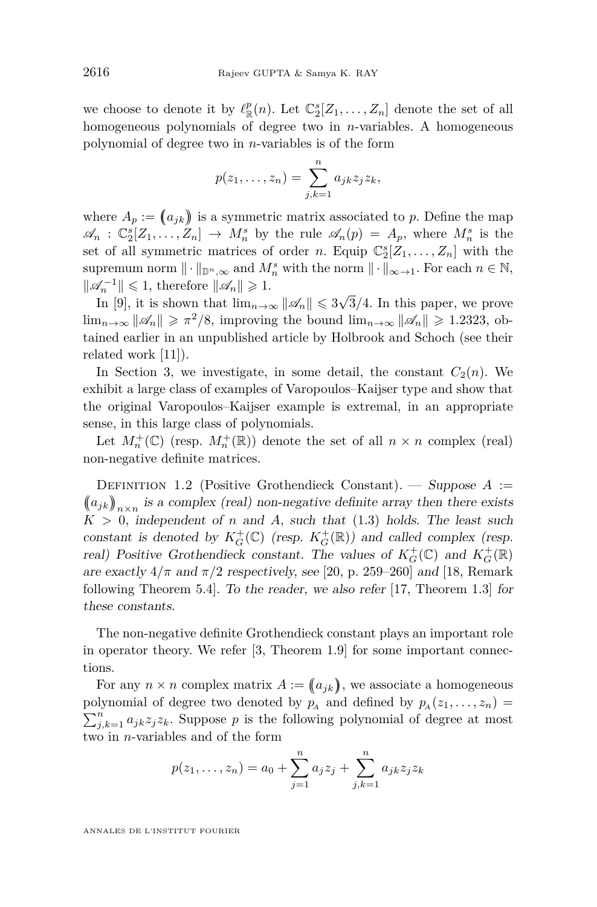we choose to denote it by $\ell^p_{\mathbb{R}}(n)$. Let $\mathbb{C}^s_2[Z_1,\dots,Z_n]$ denote the set of all homogeneous polynomials of degree two in $n$-variables. A homogeneous polynomial of degree two in $n$-variables is of the form

$$p(z_1,\dots,z_n)=\sum_{j,k=1}^{n} a_{jk}z_jz_k,$$

where $A_p := \left(\!\left(a_{jk}\right)\!\right)$ is a symmetric matrix associated to $p$. Define the map $\mathscr{A}_n : \mathbb{C}^s_2[Z_1,\dots,Z_n] \to M^s_n$ by the rule $\mathscr{A}_n(p) = A_p$, where $M^s_n$ is the set of all symmetric matrices of order $n$. Equip $\mathbb{C}^s_2[Z_1,\dots,Z_n]$ with the supremum norm $\|\cdot\|_{\mathbb{D}^n,\infty}$ and $M^s_n$ with the norm $\|\cdot\|_{\infty\to 1}$. For each $n\in\mathbb{N}$, $\|\mathscr{A}_n^{-1}\| \leqslant 1$, therefore $\|\mathscr{A}_n\| \geqslant 1$.

In [9], it is shown that $\lim_{n\to\infty}\|\mathscr{A}_n\| \leqslant 3\sqrt{3}/4$. In this paper, we prove $\lim_{n\to\infty}\|\mathscr{A}_n\| \geqslant \pi^2/8$, improving the bound $\lim_{n\to\infty}\|\mathscr{A}_n\| \geqslant 1.2323$, obtained earlier in an unpublished article by Holbrook and Schoch (see their related work [11]).

In Section 3, we investigate, in some detail, the constant $C_2(n)$. We exhibit a large class of examples of Varopoulos–Kaijser type and show that the original Varopoulos–Kaijser example is extremal, in an appropriate sense, in this large class of polynomials.

Let $M^+_n(\mathbb{C})$ (resp. $M^+_n(\mathbb{R})$) denote the set of all $n\times n$ complex (real) non-negative definite matrices.

Definition 1.2 (Positive Grothendieck Constant). — *Suppose $A := \left(\!\left(a_{jk}\right)\!\right)_{n\times n}$ is a complex (real) non-negative definite array then there exists $K>0$, independent of $n$ and $A$, such that* (1.3) *holds. The least such constant is denoted by $K^+_G(\mathbb{C})$ (resp. $K^+_G(\mathbb{R})$) and called complex (resp. real) Positive Grothendieck constant. The values of $K^+_G(\mathbb{C})$ and $K^+_G(\mathbb{R})$ are exactly $4/\pi$ and $\pi/2$ respectively, see* [20, p. 259–260] *and* [18, Remark following Theorem 5.4]. *To the reader, we also refer* [17, Theorem 1.3] *for these constants.*

The non-negative definite Grothendieck constant plays an important role in operator theory. We refer [3, Theorem 1.9] for some important connections.

For any $n\times n$ complex matrix $A := \left(\!\left(a_{jk}\right)\!\right)$, we associate a homogeneous polynomial of degree two denoted by $p_A$ and defined by $p_A(z_1,\dots,z_n) = \sum_{j,k=1}^{n} a_{jk}z_jz_k$. Suppose $p$ is the following polynomial of degree at most two in $n$-variables and of the form

$$p(z_1,\dots,z_n) = a_0 + \sum_{j=1}^{n} a_jz_j + \sum_{j,k=1}^{n} a_{jk}z_jz_k$$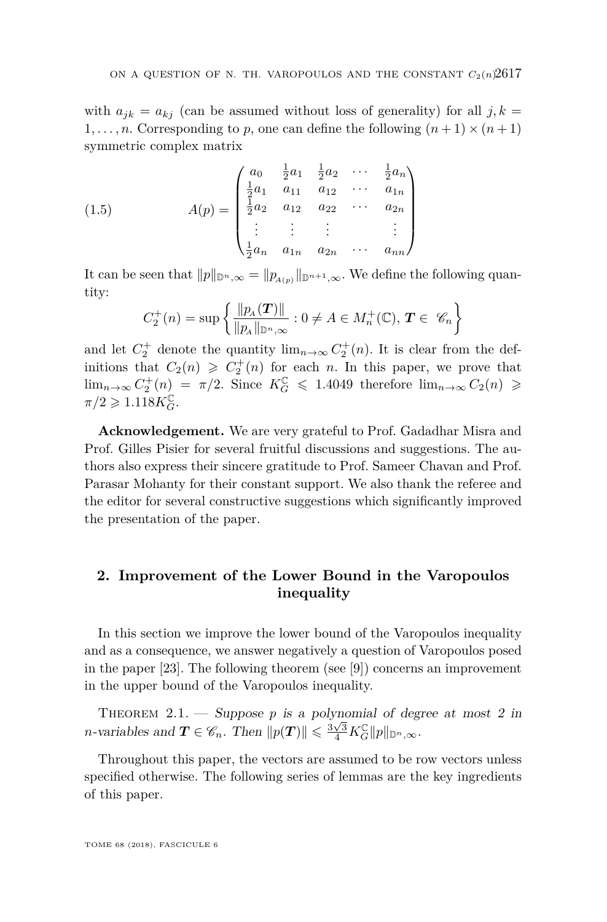with $a_{jk} = a_{kj}$ (can be assumed without loss of generality) for all $j, k = 1, \ldots, n$. Corresponding to $p$, one can define the following $(n+1) \times (n+1)$ symmetric complex matrix

$$A(p) = \begin{pmatrix} a_0 & \frac{1}{2}a_1 & \frac{1}{2}a_2 & \cdots & \frac{1}{2}a_n \\ \frac{1}{2}a_1 & a_{11} & a_{12} & \cdots & a_{1n} \\ \frac{1}{2}a_2 & a_{12} & a_{22} & \cdots & a_{2n} \\ \vdots & \vdots & \vdots & & \vdots \\ \frac{1}{2}a_n & a_{1n} & a_{2n} & \cdots & a_{nn} \end{pmatrix} \tag{1.5}$$

It can be seen that $\|p\|_{\mathbb{D}^n,\infty} = \|p_{A(p)}\|_{\mathbb{D}^{n+1},\infty}$. We define the following quantity:

$$C_2^+(n) = \sup\left\{ \frac{\|p_A(\boldsymbol{T})\|}{\|p_A\|_{\mathbb{D}^n,\infty}} : 0 \neq A \in M_n^+(\mathbb{C}),\, \boldsymbol{T} \in \mathscr{C}_n \right\}$$

and let $C_2^+$ denote the quantity $\lim_{n\to\infty} C_2^+(n)$. It is clear from the definitions that $C_2(n) \geqslant C_2^+(n)$ for each $n$. In this paper, we prove that $\lim_{n\to\infty} C_2^+(n) = \pi/2$. Since $K_G^{\mathbb{C}} \leqslant 1.4049$ therefore $\lim_{n\to\infty} C_2(n) \geqslant \pi/2 \geqslant 1.118 K_G^{\mathbb{C}}$.

**Acknowledgement.** We are very grateful to Prof. Gadadhar Misra and Prof. Gilles Pisier for several fruitful discussions and suggestions. The authors also express their sincere gratitude to Prof. Sameer Chavan and Prof. Parasar Mohanty for their constant support. We also thank the referee and the editor for several constructive suggestions which significantly improved the presentation of the paper.

## 2. Improvement of the Lower Bound in the Varopoulos inequality

In this section we improve the lower bound of the Varopoulos inequality and as a consequence, we answer negatively a question of Varopoulos posed in the paper [23]. The following theorem (see [9]) concerns an improvement in the upper bound of the Varopoulos inequality.

Theorem 2.1. — *Suppose $p$ is a polynomial of degree at most 2 in $n$-variables and $\boldsymbol{T} \in \mathscr{C}_n$. Then $\|p(\boldsymbol{T})\| \leqslant \frac{3\sqrt{3}}{4} K_G^{\mathbb{C}} \|p\|_{\mathbb{D}^n,\infty}$.*

Throughout this paper, the vectors are assumed to be row vectors unless specified otherwise. The following series of lemmas are the key ingredients of this paper.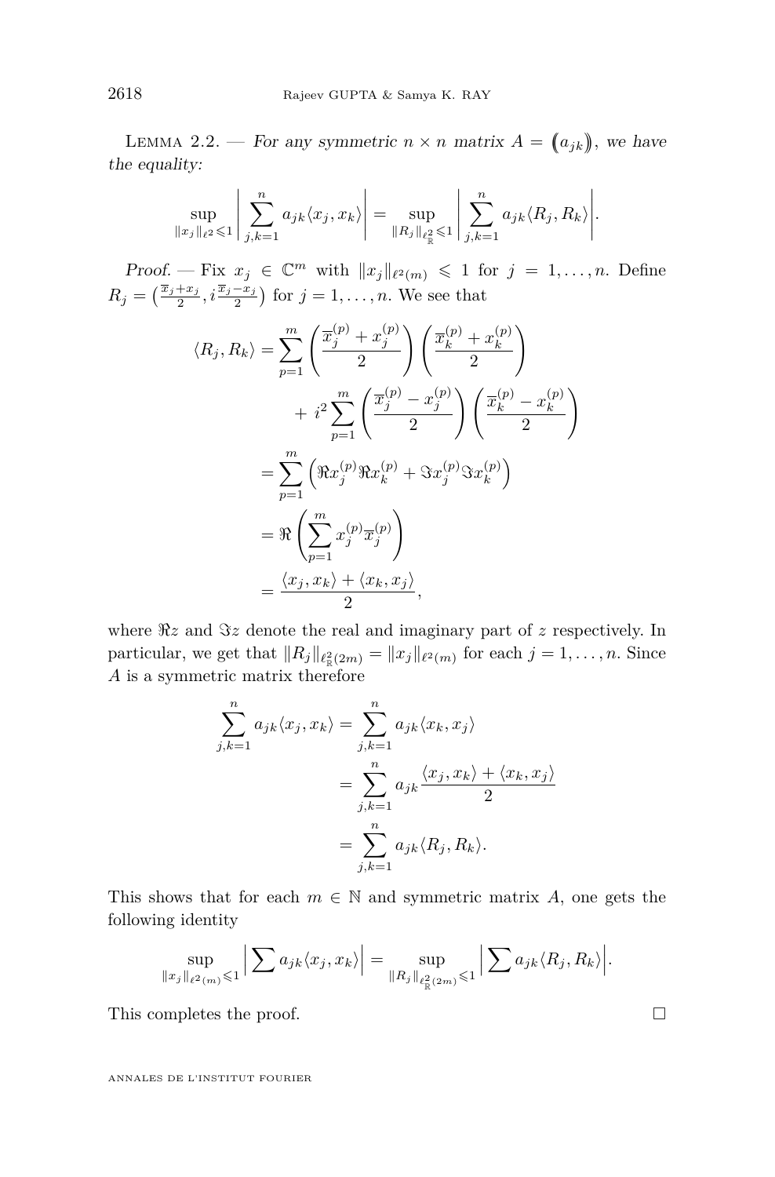**Lemma 2.2.** — *For any symmetric $n \times n$ matrix $A = \big(\!\big(a_{jk}\big)\!\big)$, we have the equality:*

$$\sup_{\|x_j\|_{\ell^2} \leqslant 1} \left| \sum_{j,k=1}^{n} a_{jk} \langle x_j, x_k \rangle \right| = \sup_{\|R_j\|_{\ell^2_{\mathbb{R}}} \leqslant 1} \left| \sum_{j,k=1}^{n} a_{jk} \langle R_j, R_k \rangle \right|.$$

*Proof.* — Fix $x_j \in \mathbb{C}^m$ with $\|x_j\|_{\ell^2(m)} \leqslant 1$ for $j = 1, \dots, n$. Define $R_j = \left(\frac{\overline{x}_j + x_j}{2}, i\frac{\overline{x}_j - x_j}{2}\right)$ for $j = 1, \dots, n$. We see that

$$\begin{aligned}
\langle R_j, R_k \rangle &= \sum_{p=1}^{m} \left( \frac{\overline{x}_j^{(p)} + x_j^{(p)}}{2} \right) \left( \frac{\overline{x}_k^{(p)} + x_k^{(p)}}{2} \right) \\
&\qquad + i^2 \sum_{p=1}^{m} \left( \frac{\overline{x}_j^{(p)} - x_j^{(p)}}{2} \right) \left( \frac{\overline{x}_k^{(p)} - x_k^{(p)}}{2} \right) \\
&= \sum_{p=1}^{m} \left( \Re x_j^{(p)} \Re x_k^{(p)} + \Im x_j^{(p)} \Im x_k^{(p)} \right) \\
&= \Re \left( \sum_{p=1}^{m} x_j^{(p)} \overline{x}_j^{(p)} \right) \\
&= \frac{\langle x_j, x_k \rangle + \langle x_k, x_j \rangle}{2},
\end{aligned}$$

where $\Re z$ and $\Im z$ denote the real and imaginary part of $z$ respectively. In particular, we get that $\|R_j\|_{\ell^2_{\mathbb{R}}(2m)} = \|x_j\|_{\ell^2(m)}$ for each $j = 1, \dots, n$. Since $A$ is a symmetric matrix therefore

$$\begin{aligned}
\sum_{j,k=1}^{n} a_{jk} \langle x_j, x_k \rangle &= \sum_{j,k=1}^{n} a_{jk} \langle x_k, x_j \rangle \\
&= \sum_{j,k=1}^{n} a_{jk} \frac{\langle x_j, x_k \rangle + \langle x_k, x_j \rangle}{2} \\
&= \sum_{j,k=1}^{n} a_{jk} \langle R_j, R_k \rangle.
\end{aligned}$$

This shows that for each $m \in \mathbb{N}$ and symmetric matrix $A$, one gets the following identity

$$\sup_{\|x_j\|_{\ell^2(m)} \leqslant 1} \left| \sum a_{jk} \langle x_j, x_k \rangle \right| = \sup_{\|R_j\|_{\ell^2_{\mathbb{R}}(2m)} \leqslant 1} \left| \sum a_{jk} \langle R_j, R_k \rangle \right|.$$

This completes the proof. □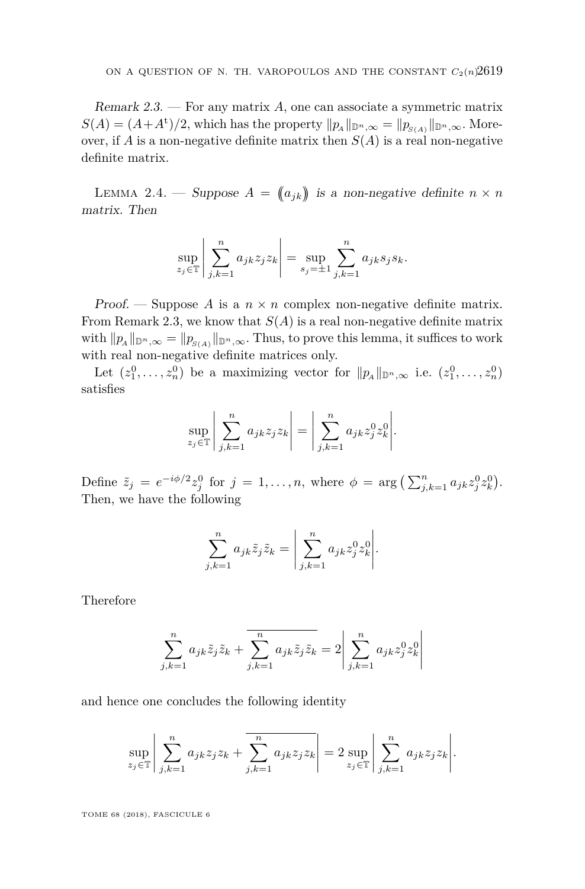*Remark 2.3.* — For any matrix $A$, one can associate a symmetric matrix $S(A) = (A+A^{\mathrm{t}})/2$, which has the property $\|p_A\|_{\mathbb{D}^n,\infty} = \|p_{S(A)}\|_{\mathbb{D}^n,\infty}$. Moreover, if $A$ is a non-negative definite matrix then $S(A)$ is a real non-negative definite matrix.

Lemma 2.4. — *Suppose $A = (\!(a_{jk})\!)$ is a non-negative definite $n \times n$ matrix. Then*

$$\sup_{z_j \in \mathbb{T}} \left| \sum_{j,k=1}^{n} a_{jk} z_j z_k \right| = \sup_{s_j = \pm 1} \sum_{j,k=1}^{n} a_{jk} s_j s_k.$$

*Proof.* — Suppose $A$ is a $n \times n$ complex non-negative definite matrix. From Remark 2.3, we know that $S(A)$ is a real non-negative definite matrix with $\|p_A\|_{\mathbb{D}^n,\infty} = \|p_{S(A)}\|_{\mathbb{D}^n,\infty}$. Thus, to prove this lemma, it suffices to work with real non-negative definite matrices only.

Let $(z_1^0, \dots, z_n^0)$ be a maximizing vector for $\|p_A\|_{\mathbb{D}^n,\infty}$ i.e. $(z_1^0, \dots, z_n^0)$ satisfies

$$\sup_{z_j \in \mathbb{T}} \left| \sum_{j,k=1}^{n} a_{jk} z_j z_k \right| = \left| \sum_{j,k=1}^{n} a_{jk} z_j^0 z_k^0 \right|.$$

Define $\tilde{z}_j = e^{-i\phi/2} z_j^0$ for $j = 1, \dots, n$, where $\phi = \arg\left(\sum_{j,k=1}^{n} a_{jk} z_j^0 z_k^0\right)$. Then, we have the following

$$\sum_{j,k=1}^{n} a_{jk} \tilde{z}_j \tilde{z}_k = \left| \sum_{j,k=1}^{n} a_{jk} z_j^0 z_k^0 \right|.$$

Therefore

$$\sum_{j,k=1}^{n} a_{jk} \tilde{z}_j \tilde{z}_k + \overline{\sum_{j,k=1}^{n} a_{jk} \tilde{z}_j \tilde{z}_k} = 2 \left| \sum_{j,k=1}^{n} a_{jk} z_j^0 z_k^0 \right|$$

and hence one concludes the following identity

$$\sup_{z_j \in \mathbb{T}} \left| \sum_{j,k=1}^{n} a_{jk} z_j z_k + \overline{\sum_{j,k=1}^{n} a_{jk} z_j z_k} \right| = 2 \sup_{z_j \in \mathbb{T}} \left| \sum_{j,k=1}^{n} a_{jk} z_j z_k \right|.$$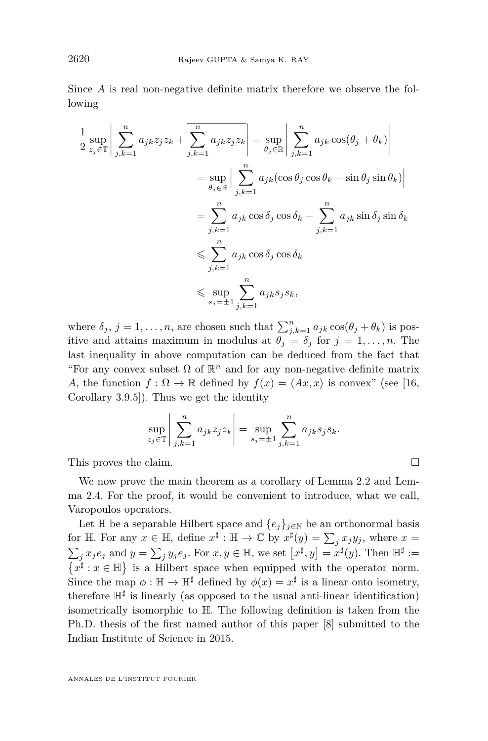Since $A$ is real non-negative definite matrix therefore we observe the following

$$
\begin{aligned}
\frac{1}{2}\sup_{z_j\in\mathbb{T}}\left|\sum_{j,k=1}^{n} a_{jk}z_jz_k+\overline{\sum_{j,k=1}^{n} a_{jk}z_jz_k}\right| &= \sup_{\theta_j\in\mathbb{R}}\left|\sum_{j,k=1}^{n} a_{jk}\cos(\theta_j+\theta_k)\right| \\
&= \sup_{\theta_j\in\mathbb{R}}\Big|\sum_{j,k=1}^{n} a_{jk}(\cos\theta_j\cos\theta_k-\sin\theta_j\sin\theta_k)\Big| \\
&= \sum_{j,k=1}^{n} a_{jk}\cos\delta_j\cos\delta_k-\sum_{j,k=1}^{n} a_{jk}\sin\delta_j\sin\delta_k \\
&\leqslant \sum_{j,k=1}^{n} a_{jk}\cos\delta_j\cos\delta_k \\
&\leqslant \sup_{s_j=\pm 1}\sum_{j,k=1}^{n} a_{jk}s_js_k,
\end{aligned}
$$

where $\delta_j$, $j=1,\dots,n$, are chosen such that $\sum_{j,k=1}^{n} a_{jk}\cos(\theta_j+\theta_k)$ is positive and attains maximum in modulus at $\theta_j=\delta_j$ for $j=1,\dots,n$. The last inequality in above computation can be deduced from the fact that "For any convex subset $\Omega$ of $\mathbb{R}^n$ and for any non-negative definite matrix $A$, the function $f:\Omega\to\mathbb{R}$ defined by $f(x)=\langle Ax,x\rangle$ is convex" (see [16, Corollary 3.9.5]). Thus we get the identity

$$
\sup_{z_j\in\mathbb{T}}\left|\sum_{j,k=1}^{n} a_{jk}z_jz_k\right| = \sup_{s_j=\pm 1}\sum_{j,k=1}^{n} a_{jk}s_js_k.
$$

This proves the claim. □

We now prove the main theorem as a corollary of Lemma 2.2 and Lemma 2.4. For the proof, it would be convenient to introduce, what we call, Varopoulos operators.

Let $\mathbb{H}$ be a separable Hilbert space and $\{e_j\}_{j\in\mathbb{N}}$ be an orthonormal basis for $\mathbb{H}$. For any $x\in\mathbb{H}$, define $x^\sharp:\mathbb{H}\to\mathbb{C}$ by $x^\sharp(y)=\sum_j x_jy_j$, where $x=\sum_j x_je_j$ and $y=\sum_j y_je_j$. For $x,y\in\mathbb{H}$, we set $\left[x^\sharp,y\right]=x^\sharp(y)$. Then $\mathbb{H}^\sharp:=\left\{x^\sharp : x\in\mathbb{H}\right\}$ is a Hilbert space when equipped with the operator norm. Since the map $\phi:\mathbb{H}\to\mathbb{H}^\sharp$ defined by $\phi(x)=x^\sharp$ is a linear onto isometry, therefore $\mathbb{H}^\sharp$ is linearly (as opposed to the usual anti-linear identification) isometrically isomorphic to $\mathbb{H}$. The following definition is taken from the Ph.D. thesis of the first named author of this paper [8] submitted to the Indian Institute of Science in 2015.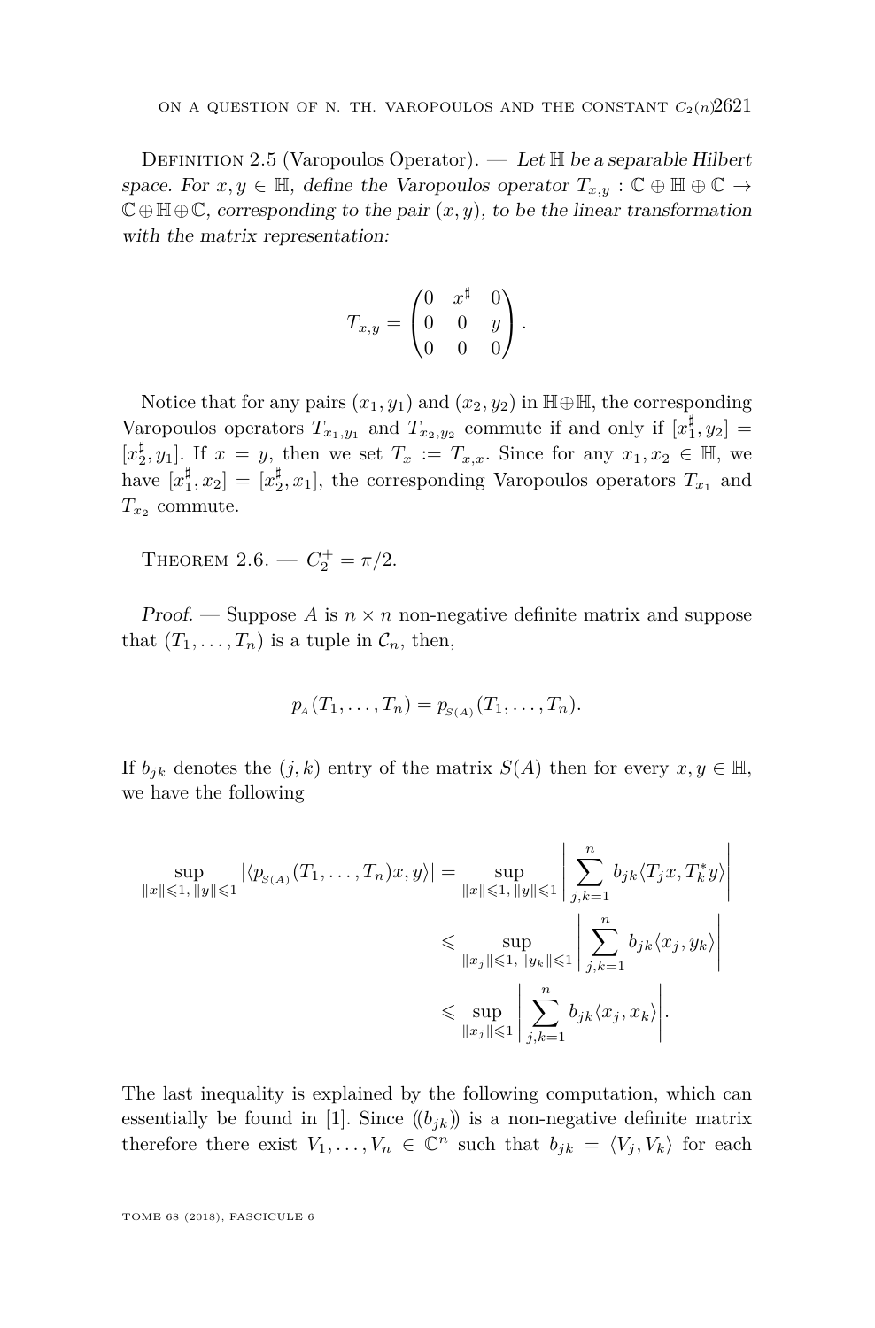Definition 2.5 (Varopoulos Operator). — *Let $\mathbb{H}$ be a separable Hilbert space. For $x, y \in \mathbb{H}$, define the Varopoulos operator $T_{x,y} : \mathbb{C} \oplus \mathbb{H} \oplus \mathbb{C} \to \mathbb{C} \oplus \mathbb{H} \oplus \mathbb{C}$, corresponding to the pair $(x, y)$, to be the linear transformation with the matrix representation:*

$$T_{x,y} = \begin{pmatrix} 0 & x^\sharp & 0 \\ 0 & 0 & y \\ 0 & 0 & 0 \end{pmatrix}.$$

Notice that for any pairs $(x_1, y_1)$ and $(x_2, y_2)$ in $\mathbb{H} \oplus \mathbb{H}$, the corresponding Varopoulos operators $T_{x_1,y_1}$ and $T_{x_2,y_2}$ commute if and only if $[x_1^\sharp, y_2] = [x_2^\sharp, y_1]$. If $x = y$, then we set $T_x := T_{x,x}$. Since for any $x_1, x_2 \in \mathbb{H}$, we have $[x_1^\sharp, x_2] = [x_2^\sharp, x_1]$, the corresponding Varopoulos operators $T_{x_1}$ and $T_{x_2}$ commute.

Theorem 2.6. — $C_2^+ = \pi/2$.

*Proof.* — Suppose $A$ is $n \times n$ non-negative definite matrix and suppose that $(T_1, \ldots, T_n)$ is a tuple in $\mathcal{C}_n$, then,

$$p_{_A}(T_1, \ldots, T_n) = p_{_{S(A)}}(T_1, \ldots, T_n).$$

If $b_{jk}$ denotes the $(j,k)$ entry of the matrix $S(A)$ then for every $x, y \in \mathbb{H}$, we have the following

$$\begin{aligned} \sup_{\|x\|\leqslant 1,\, \|y\|\leqslant 1} |\langle p_{_{S(A)}}(T_1, \ldots, T_n)x, y\rangle| &= \sup_{\|x\|\leqslant 1,\, \|y\|\leqslant 1} \left| \sum_{j,k=1}^{n} b_{jk} \langle T_j x, T_k^* y\rangle \right| \\ &\leqslant \sup_{\|x_j\|\leqslant 1,\, \|y_k\|\leqslant 1} \left| \sum_{j,k=1}^{n} b_{jk} \langle x_j, y_k\rangle \right| \\ &\leqslant \sup_{\|x_j\|\leqslant 1} \left| \sum_{j,k=1}^{n} b_{jk} \langle x_j, x_k\rangle \right|. \end{aligned}$$

The last inequality is explained by the following computation, which can essentially be found in [1]. Since $(\!(b_{jk})\!)$ is a non-negative definite matrix therefore there exist $V_1, \ldots, V_n \in \mathbb{C}^n$ such that $b_{jk} = \langle V_j, V_k\rangle$ for each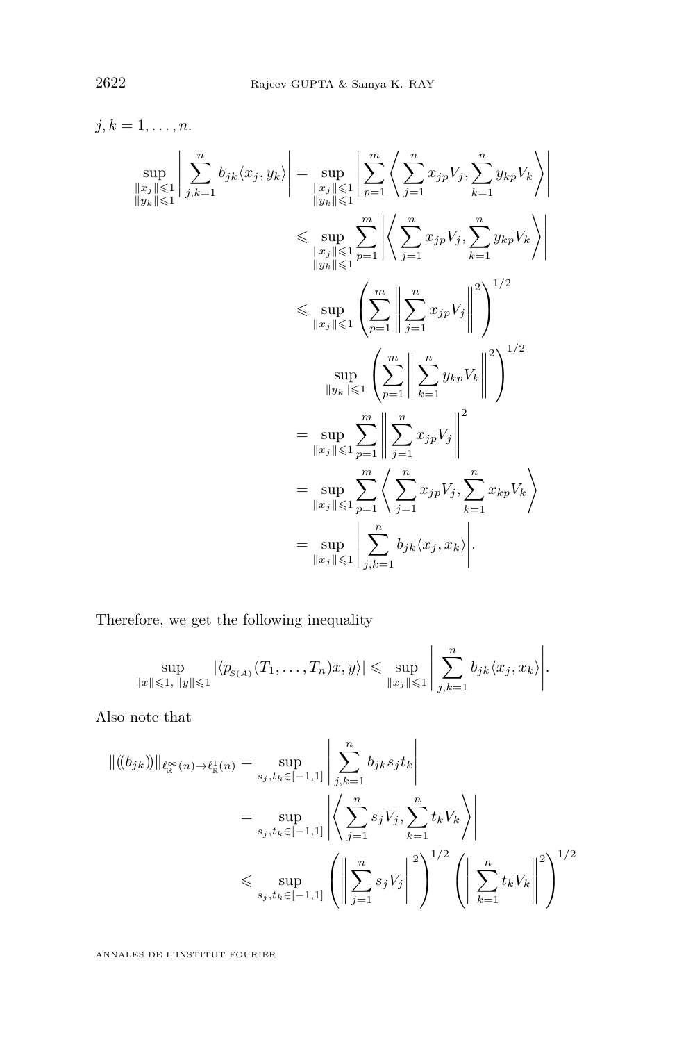$j, k = 1, \ldots, n$.

$$\begin{aligned}
\sup_{\substack{\|x_j\|\leqslant 1\\ \|y_k\|\leqslant 1}} \left| \sum_{j,k=1}^{n} b_{jk}\langle x_j, y_k\rangle \right| &= \sup_{\substack{\|x_j\|\leqslant 1\\ \|y_k\|\leqslant 1}} \left| \sum_{p=1}^{m} \left\langle \sum_{j=1}^{n} x_{jp} V_j, \sum_{k=1}^{n} y_{kp} V_k \right\rangle \right| \\
&\leqslant \sup_{\substack{\|x_j\|\leqslant 1\\ \|y_k\|\leqslant 1}} \sum_{p=1}^{m} \left| \left\langle \sum_{j=1}^{n} x_{jp} V_j, \sum_{k=1}^{n} y_{kp} V_k \right\rangle \right| \\
&\leqslant \sup_{\|x_j\|\leqslant 1} \left( \sum_{p=1}^{m} \left\| \sum_{j=1}^{n} x_{jp} V_j \right\|^2 \right)^{1/2} \\
&\qquad \sup_{\|y_k\|\leqslant 1} \left( \sum_{p=1}^{m} \left\| \sum_{k=1}^{n} y_{kp} V_k \right\|^2 \right)^{1/2} \\
&= \sup_{\|x_j\|\leqslant 1} \sum_{p=1}^{m} \left\| \sum_{j=1}^{n} x_{jp} V_j \right\|^2 \\
&= \sup_{\|x_j\|\leqslant 1} \sum_{p=1}^{m} \left\langle \sum_{j=1}^{n} x_{jp} V_j, \sum_{k=1}^{n} x_{kp} V_k \right\rangle \\
&= \sup_{\|x_j\|\leqslant 1} \left| \sum_{j,k=1}^{n} b_{jk}\langle x_j, x_k\rangle \right|.
\end{aligned}$$

Therefore, we get the following inequality

$$\sup_{\|x\|\leqslant 1,\, \|y\|\leqslant 1} |\langle p_{S(A)}(T_1, \ldots, T_n)x, y\rangle| \leqslant \sup_{\|x_j\|\leqslant 1} \left| \sum_{j,k=1}^{n} b_{jk}\langle x_j, x_k\rangle \right|.$$

Also note that

$$\begin{aligned}
\|((b_{jk}))\|_{\ell^\infty_{\mathbb{R}}(n)\to\ell^1_{\mathbb{R}}(n)} &= \sup_{s_j, t_k \in [-1,1]} \left| \sum_{j,k=1}^{n} b_{jk} s_j t_k \right| \\
&= \sup_{s_j, t_k \in [-1,1]} \left| \left\langle \sum_{j=1}^{n} s_j V_j, \sum_{k=1}^{n} t_k V_k \right\rangle \right| \\
&\leqslant \sup_{s_j, t_k \in [-1,1]} \left( \left\| \sum_{j=1}^{n} s_j V_j \right\|^2 \right)^{1/2} \left( \left\| \sum_{k=1}^{n} t_k V_k \right\|^2 \right)^{1/2}
\end{aligned}$$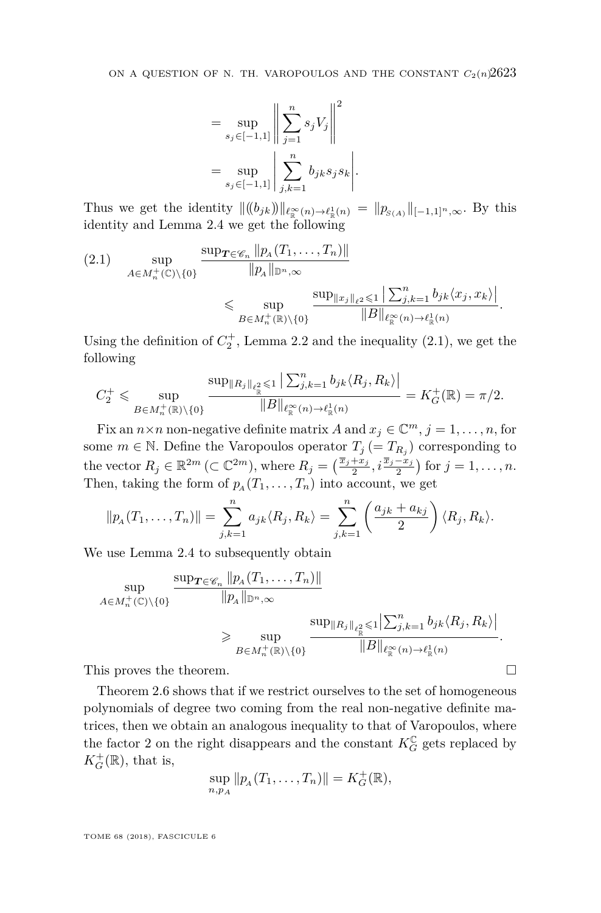$$= \sup_{s_j \in [-1,1]} \left\| \sum_{j=1}^{n} s_j V_j \right\|^2$$

$$= \sup_{s_j \in [-1,1]} \left| \sum_{j,k=1}^{n} b_{jk} s_j s_k \right|.$$

Thus we get the identity $\|(\!(b_{jk})\!)\|_{\ell^\infty_{\mathbb{R}}(n) \to \ell^1_{\mathbb{R}}(n)} = \|p_{S(A)}\|_{[-1,1]^n, \infty}$. By this identity and Lemma 2.4 we get the following

$$\sup_{A \in M_n^+(\mathbb{C}) \setminus \{0\}} \frac{\sup_{\boldsymbol{T} \in \mathscr{C}_n} \|p_A(T_1, \ldots, T_n)\|}{\|p_A\|_{\mathbb{D}^n, \infty}} \leqslant \sup_{B \in M_n^+(\mathbb{R}) \setminus \{0\}} \frac{\sup_{\|x_j\|_{\ell^2} \leqslant 1} \left| \sum_{j,k=1}^{n} b_{jk} \langle x_j, x_k \rangle \right|}{\|B\|_{\ell^\infty_{\mathbb{R}}(n) \to \ell^1_{\mathbb{R}}(n)}}. \tag{2.1}$$

Using the definition of $C_2^+$, Lemma 2.2 and the inequality (2.1), we get the following

$$C_2^+ \leqslant \sup_{B \in M_n^+(\mathbb{R}) \setminus \{0\}} \frac{\sup_{\|R_j\|_{\ell^2_{\mathbb{R}}} \leqslant 1} \left| \sum_{j,k=1}^{n} b_{jk} \langle R_j, R_k \rangle \right|}{\|B\|_{\ell^\infty_{\mathbb{R}}(n) \to \ell^1_{\mathbb{R}}(n)}} = K_G^+(\mathbb{R}) = \pi/2.$$

Fix an $n \times n$ non-negative definite matrix $A$ and $x_j \in \mathbb{C}^m$, $j = 1, \ldots, n$, for some $m \in \mathbb{N}$. Define the Varopoulos operator $T_j \, (= T_{R_j})$ corresponding to the vector $R_j \in \mathbb{R}^{2m} \, (\subset \mathbb{C}^{2m})$, where $R_j = \left( \frac{\overline{x}_j + x_j}{2}, i \frac{\overline{x}_j - x_j}{2} \right)$ for $j = 1, \ldots, n$. Then, taking the form of $p_A(T_1, \ldots, T_n)$ into account, we get

$$\|p_A(T_1, \ldots, T_n)\| = \sum_{j,k=1}^{n} a_{jk} \langle R_j, R_k \rangle = \sum_{j,k=1}^{n} \left( \frac{a_{jk} + a_{kj}}{2} \right) \langle R_j, R_k \rangle.$$

We use Lemma 2.4 to subsequently obtain

$$\sup_{A \in M_n^+(\mathbb{C}) \setminus \{0\}} \frac{\sup_{\boldsymbol{T} \in \mathscr{C}_n} \|p_A(T_1, \ldots, T_n)\|}{\|p_A\|_{\mathbb{D}^n, \infty}} \geqslant \sup_{B \in M_n^+(\mathbb{R}) \setminus \{0\}} \frac{\sup_{\|R_j\|_{\ell^2_{\mathbb{R}}} \leqslant 1} \left| \sum_{j,k=1}^{n} b_{jk} \langle R_j, R_k \rangle \right|}{\|B\|_{\ell^\infty_{\mathbb{R}}(n) \to \ell^1_{\mathbb{R}}(n)}}.$$

This proves the theorem. $\square$

Theorem 2.6 shows that if we restrict ourselves to the set of homogeneous polynomials of degree two coming from the real non-negative definite matrices, then we obtain an analogous inequality to that of Varopoulos, where the factor 2 on the right disappears and the constant $K_G^{\mathbb{C}}$ gets replaced by $K_G^+(\mathbb{R})$, that is,

$$\sup_{n, p_A} \|p_A(T_1, \ldots, T_n)\| = K_G^+(\mathbb{R}),$$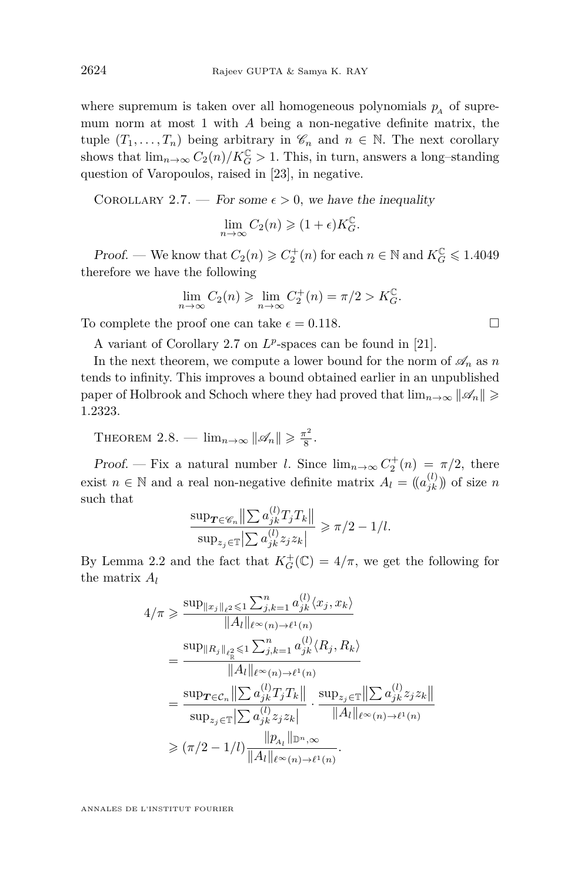where supremum is taken over all homogeneous polynomials $p_A$ of supremum norm at most 1 with $A$ being a non-negative definite matrix, the tuple $(T_1, \dots, T_n)$ being arbitrary in $\mathscr{C}_n$ and $n \in \mathbb{N}$. The next corollary shows that $\lim_{n\to\infty} C_2(n)/K_G^{\mathbb{C}} > 1$. This, in turn, answers a long–standing question of Varopoulos, raised in [23], in negative.

Corollary 2.7. — *For some $\epsilon > 0$, we have the inequality*

$$\lim_{n\to\infty} C_2(n) \geqslant (1+\epsilon) K_G^{\mathbb{C}}.$$

*Proof.* — We know that $C_2(n) \geqslant C_2^+(n)$ for each $n \in \mathbb{N}$ and $K_G^{\mathbb{C}} \leqslant 1.4049$ therefore we have the following

$$\lim_{n\to\infty} C_2(n) \geqslant \lim_{n\to\infty} C_2^+(n) = \pi/2 > K_G^{\mathbb{C}}.$$

To complete the proof one can take $\epsilon = 0.118$. □

A variant of Corollary 2.7 on $L^p$-spaces can be found in [21].

In the next theorem, we compute a lower bound for the norm of $\mathscr{A}_n$ as $n$ tends to infinity. This improves a bound obtained earlier in an unpublished paper of Holbrook and Schoch where they had proved that $\lim_{n\to\infty} \|\mathscr{A}_n\| \geqslant 1.2323$.

Theorem 2.8. — $\lim_{n\to\infty} \|\mathscr{A}_n\| \geqslant \frac{\pi^2}{8}$.

*Proof.* — Fix a natural number $l$. Since $\lim_{n\to\infty} C_2^+(n) = \pi/2$, there exist $n \in \mathbb{N}$ and a real non-negative definite matrix $A_l = (\!(a_{jk}^{(l)})\!)$ of size $n$ such that

$$\frac{\sup_{\boldsymbol{T}\in\mathscr{C}_n} \left\| \sum a_{jk}^{(l)} T_j T_k \right\|}{\sup_{z_j\in\mathbb{T}} \left| \sum a_{jk}^{(l)} z_j z_k \right|} \geqslant \pi/2 - 1/l.$$

By Lemma 2.2 and the fact that $K_G^+(\mathbb{C}) = 4/\pi$, we get the following for the matrix $A_l$

$$\begin{aligned}
4/\pi &\geqslant \frac{\sup_{\|x_j\|_{\ell^2}\leqslant 1} \sum_{j,k=1}^n a_{jk}^{(l)} \langle x_j, x_k\rangle}{\|A_l\|_{\ell^\infty(n)\to\ell^1(n)}} \\
&= \frac{\sup_{\|R_j\|_{\ell^2_{\mathbb{R}}}\leqslant 1} \sum_{j,k=1}^n a_{jk}^{(l)} \langle R_j, R_k\rangle}{\|A_l\|_{\ell^\infty(n)\to\ell^1(n)}} \\
&= \frac{\sup_{\boldsymbol{T}\in\mathcal{C}_n} \left\| \sum a_{jk}^{(l)} T_j T_k \right\|}{\sup_{z_j\in\mathbb{T}} \left| \sum a_{jk}^{(l)} z_j z_k \right|} \cdot \frac{\sup_{z_j\in\mathbb{T}} \left\| \sum a_{jk}^{(l)} z_j z_k \right\|}{\|A_l\|_{\ell^\infty(n)\to\ell^1(n)}} \\
&\geqslant (\pi/2 - 1/l) \frac{\|p_{A_l}\|_{\mathbb{D}^n,\infty}}{\|A_l\|_{\ell^\infty(n)\to\ell^1(n)}}.
\end{aligned}$$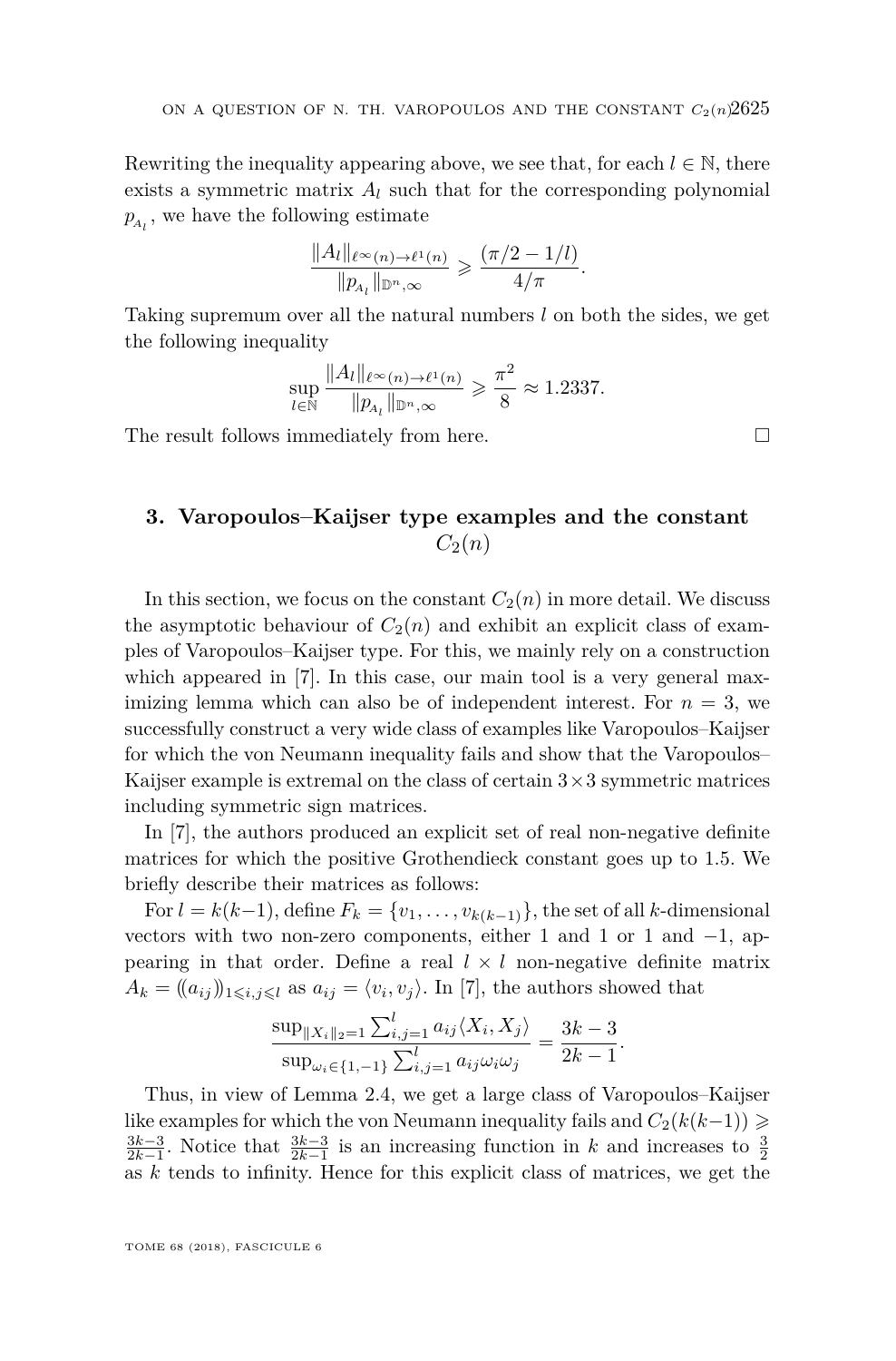Rewriting the inequality appearing above, we see that, for each $l \in \mathbb{N}$, there exists a symmetric matrix $A_l$ such that for the corresponding polynomial $p_{A_l}$, we have the following estimate

$$\frac{\|A_l\|_{\ell^\infty(n)\to\ell^1(n)}}{\|p_{A_l}\|_{\mathbb{D}^n,\infty}} \geqslant \frac{(\pi/2 - 1/l)}{4/\pi}.$$

Taking supremum over all the natural numbers $l$ on both the sides, we get the following inequality

$$\sup_{l\in\mathbb{N}} \frac{\|A_l\|_{\ell^\infty(n)\to\ell^1(n)}}{\|p_{A_l}\|_{\mathbb{D}^n,\infty}} \geqslant \frac{\pi^2}{8} \approx 1.2337.$$

The result follows immediately from here. □

## 3. Varopoulos–Kaijser type examples and the constant $C_2(n)$

In this section, we focus on the constant $C_2(n)$ in more detail. We discuss the asymptotic behaviour of $C_2(n)$ and exhibit an explicit class of examples of Varopoulos–Kaijser type. For this, we mainly rely on a construction which appeared in [7]. In this case, our main tool is a very general maximizing lemma which can also be of independent interest. For $n = 3$, we successfully construct a very wide class of examples like Varopoulos–Kaijser for which the von Neumann inequality fails and show that the Varopoulos–Kaijser example is extremal on the class of certain $3\times 3$ symmetric matrices including symmetric sign matrices.

In [7], the authors produced an explicit set of real non-negative definite matrices for which the positive Grothendieck constant goes up to 1.5. We briefly describe their matrices as follows:

For $l = k(k-1)$, define $F_k = \{v_1, \ldots, v_{k(k-1)}\}$, the set of all $k$-dimensional vectors with two non-zero components, either 1 and 1 or 1 and $-1$, appearing in that order. Define a real $l \times l$ non-negative definite matrix $A_k = (\!(a_{ij})\!)_{1\leqslant i,j\leqslant l}$ as $a_{ij} = \langle v_i, v_j\rangle$. In [7], the authors showed that

$$\frac{\sup_{\|X_i\|_2=1} \sum_{i,j=1}^{l} a_{ij}\langle X_i, X_j\rangle}{\sup_{\omega_i\in\{1,-1\}} \sum_{i,j=1}^{l} a_{ij}\omega_i\omega_j} = \frac{3k-3}{2k-1}.$$

Thus, in view of Lemma 2.4, we get a large class of Varopoulos–Kaijser like examples for which the von Neumann inequality fails and $C_2(k(k-1)) \geqslant \frac{3k-3}{2k-1}$. Notice that $\frac{3k-3}{2k-1}$ is an increasing function in $k$ and increases to $\frac{3}{2}$ as $k$ tends to infinity. Hence for this explicit class of matrices, we get the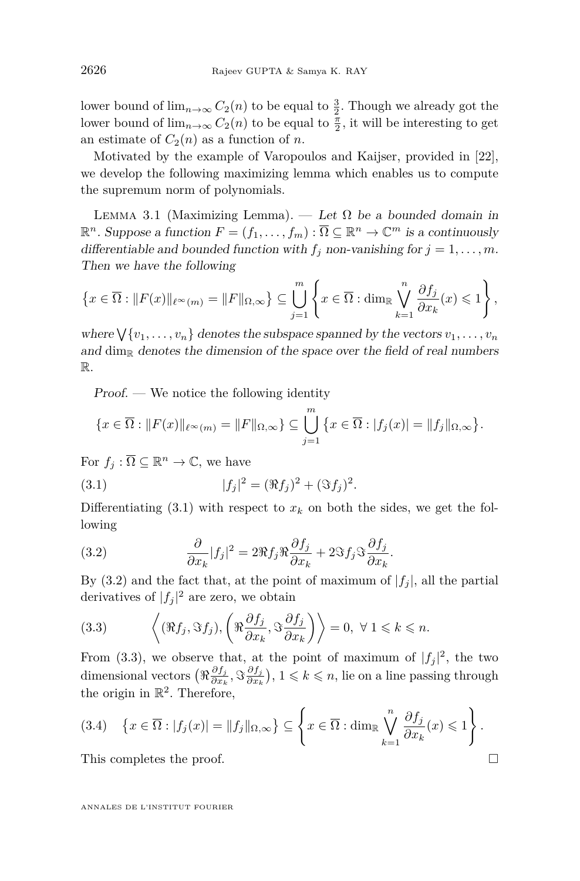lower bound of $\lim_{n\to\infty} C_2(n)$ to be equal to $\frac{3}{2}$. Though we already got the lower bound of $\lim_{n\to\infty} C_2(n)$ to be equal to $\frac{\pi}{2}$, it will be interesting to get an estimate of $C_2(n)$ as a function of $n$.

Motivated by the example of Varopoulos and Kaijser, provided in [22], we develop the following maximizing lemma which enables us to compute the supremum norm of polynomials.

Lemma 3.1 (Maximizing Lemma). — *Let $\Omega$ be a bounded domain in $\mathbb{R}^n$. Suppose a function $F = (f_1, \ldots, f_m) : \overline{\Omega} \subseteq \mathbb{R}^n \to \mathbb{C}^m$ is a continuously differentiable and bounded function with $f_j$ non-vanishing for $j = 1, \ldots, m$. Then we have the following*

$$\left\{x \in \overline{\Omega} : \|F(x)\|_{\ell^\infty(m)} = \|F\|_{\Omega,\infty}\right\} \subseteq \bigcup_{j=1}^{m} \left\{x \in \overline{\Omega} : \dim_{\mathbb{R}} \bigvee_{k=1}^{n} \frac{\partial f_j}{\partial x_k}(x) \leqslant 1\right\},$$

*where $\bigvee\{v_1, \ldots, v_n\}$ denotes the subspace spanned by the vectors $v_1, \ldots, v_n$ and $\dim_{\mathbb{R}}$ denotes the dimension of the space over the field of real numbers $\mathbb{R}$.*

*Proof.* — We notice the following identity

$$\{x \in \overline{\Omega} : \|F(x)\|_{\ell^\infty(m)} = \|F\|_{\Omega,\infty}\} \subseteq \bigcup_{j=1}^{m} \left\{x \in \overline{\Omega} : |f_j(x)| = \|f_j\|_{\Omega,\infty}\right\}.$$

For $f_j : \overline{\Omega} \subseteq \mathbb{R}^n \to \mathbb{C}$, we have

$$|f_j|^2 = (\Re f_j)^2 + (\Im f_j)^2. \tag{3.1}$$

Differentiating (3.1) with respect to $x_k$ on both the sides, we get the following

$$\frac{\partial}{\partial x_k}|f_j|^2 = 2\Re f_j \Re \frac{\partial f_j}{\partial x_k} + 2\Im f_j \Im \frac{\partial f_j}{\partial x_k}. \tag{3.2}$$

By (3.2) and the fact that, at the point of maximum of $|f_j|$, all the partial derivatives of $|f_j|^2$ are zero, we obtain

$$\left\langle (\Re f_j, \Im f_j), \left(\Re \frac{\partial f_j}{\partial x_k}, \Im \frac{\partial f_j}{\partial x_k}\right)\right\rangle = 0, \ \forall\ 1 \leqslant k \leqslant n. \tag{3.3}$$

From (3.3), we observe that, at the point of maximum of $|f_j|^2$, the two dimensional vectors $\left(\Re \frac{\partial f_j}{\partial x_k}, \Im \frac{\partial f_j}{\partial x_k}\right)$, $1 \leqslant k \leqslant n$, lie on a line passing through the origin in $\mathbb{R}^2$. Therefore,

$$\left\{x \in \overline{\Omega} : |f_j(x)| = \|f_j\|_{\Omega,\infty}\right\} \subseteq \left\{x \in \overline{\Omega} : \dim_{\mathbb{R}} \bigvee_{k=1}^{n} \frac{\partial f_j}{\partial x_k}(x) \leqslant 1\right\}. \tag{3.4}$$

This completes the proof. $\square$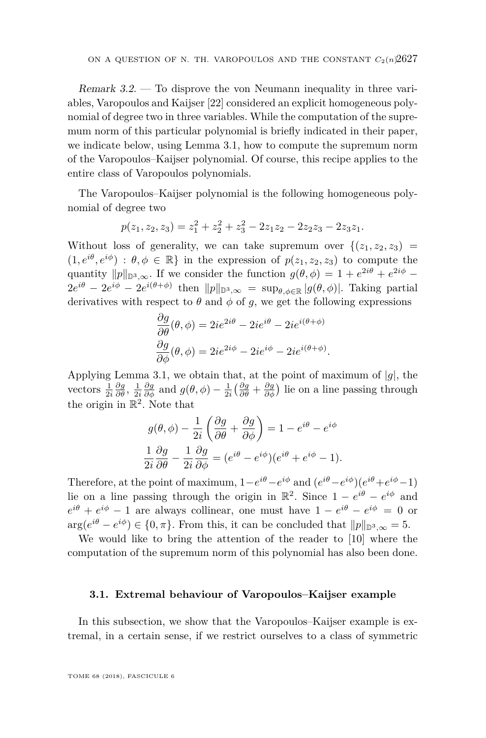*Remark 3.2.* — To disprove the von Neumann inequality in three variables, Varopoulos and Kaijser [22] considered an explicit homogeneous polynomial of degree two in three variables. While the computation of the supremum norm of this particular polynomial is briefly indicated in their paper, we indicate below, using Lemma 3.1, how to compute the supremum norm of the Varopoulos–Kaijser polynomial. Of course, this recipe applies to the entire class of Varopoulos polynomials.

The Varopoulos–Kaijser polynomial is the following homogeneous polynomial of degree two

$$p(z_1, z_2, z_3) = z_1^2 + z_2^2 + z_3^2 - 2z_1z_2 - 2z_2z_3 - 2z_3z_1.$$

Without loss of generality, we can take supremum over $\{(z_1, z_2, z_3) = (1, e^{i\theta}, e^{i\phi}) : \theta, \phi \in \mathbb{R}\}$ in the expression of $p(z_1, z_2, z_3)$ to compute the quantity $\|p\|_{\mathbb{D}^3,\infty}$. If we consider the function $g(\theta, \phi) = 1 + e^{2i\theta} + e^{2i\phi} - 2e^{i\theta} - 2e^{i\phi} - 2e^{i(\theta+\phi)}$ then $\|p\|_{\mathbb{D}^3,\infty} = \sup_{\theta,\phi\in\mathbb{R}} |g(\theta, \phi)|$. Taking partial derivatives with respect to $\theta$ and $\phi$ of $g$, we get the following expressions

$$\frac{\partial g}{\partial \theta}(\theta, \phi) = 2ie^{2i\theta} - 2ie^{i\theta} - 2ie^{i(\theta+\phi)}$$

$$\frac{\partial g}{\partial \phi}(\theta, \phi) = 2ie^{2i\phi} - 2ie^{i\phi} - 2ie^{i(\theta+\phi)}.$$

Applying Lemma 3.1, we obtain that, at the point of maximum of $|g|$, the vectors $\frac{1}{2i}\frac{\partial g}{\partial \theta}$, $\frac{1}{2i}\frac{\partial g}{\partial \phi}$ and $g(\theta, \phi) - \frac{1}{2i}\left(\frac{\partial g}{\partial \theta} + \frac{\partial g}{\partial \phi}\right)$ lie on a line passing through the origin in $\mathbb{R}^2$. Note that

$$g(\theta, \phi) - \frac{1}{2i}\left(\frac{\partial g}{\partial \theta} + \frac{\partial g}{\partial \phi}\right) = 1 - e^{i\theta} - e^{i\phi}$$

$$\frac{1}{2i}\frac{\partial g}{\partial \theta} - \frac{1}{2i}\frac{\partial g}{\partial \phi} = (e^{i\theta} - e^{i\phi})(e^{i\theta} + e^{i\phi} - 1).$$

Therefore, at the point of maximum, $1 - e^{i\theta} - e^{i\phi}$ and $(e^{i\theta} - e^{i\phi})(e^{i\theta} + e^{i\phi} - 1)$ lie on a line passing through the origin in $\mathbb{R}^2$. Since $1 - e^{i\theta} - e^{i\phi}$ and $e^{i\theta} + e^{i\phi} - 1$ are always collinear, one must have $1 - e^{i\theta} - e^{i\phi} = 0$ or $\arg(e^{i\theta} - e^{i\phi}) \in \{0, \pi\}$. From this, it can be concluded that $\|p\|_{\mathbb{D}^3,\infty} = 5$.

We would like to bring the attention of the reader to [10] where the computation of the supremum norm of this polynomial has also been done.

### 3.1. Extremal behaviour of Varopoulos–Kaijser example

In this subsection, we show that the Varopoulos–Kaijser example is extremal, in a certain sense, if we restrict ourselves to a class of symmetric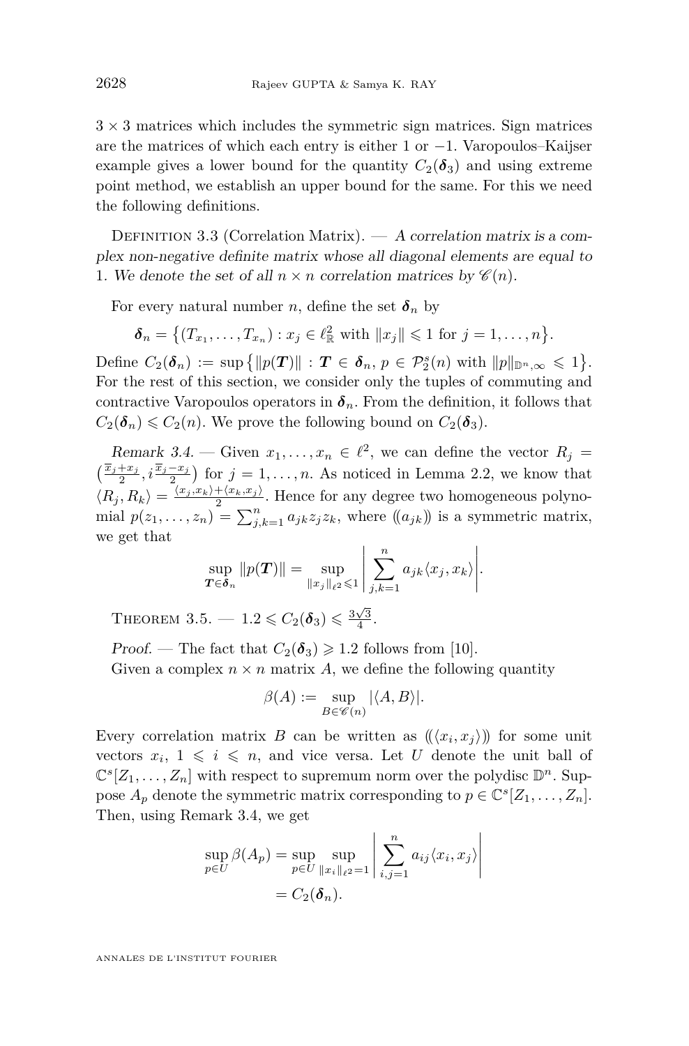$3 \times 3$ matrices which includes the symmetric sign matrices. Sign matrices are the matrices of which each entry is either 1 or $-1$. Varopoulos–Kaijser example gives a lower bound for the quantity $C_2(\boldsymbol{\delta}_3)$ and using extreme point method, we establish an upper bound for the same. For this we need the following definitions.

Definition 3.3 (Correlation Matrix). — *A correlation matrix is a complex non-negative definite matrix whose all diagonal elements are equal to* 1. *We denote the set of all $n \times n$ correlation matrices by $\mathscr{C}(n)$.*

For every natural number $n$, define the set $\boldsymbol{\delta}_n$ by

$$\boldsymbol{\delta}_n = \big\{(T_{x_1}, \ldots, T_{x_n}) : x_j \in \ell^2_{\mathbb{R}} \text{ with } \|x_j\| \leqslant 1 \text{ for } j = 1, \ldots, n\big\}.$$

Define $C_2(\boldsymbol{\delta}_n) := \sup\big\{\|p(\boldsymbol{T})\| : \boldsymbol{T} \in \boldsymbol{\delta}_n,\, p \in \mathcal{P}^s_2(n) \text{ with } \|p\|_{\mathbb{D}^n,\infty} \leqslant 1\big\}$. For the rest of this section, we consider only the tuples of commuting and contractive Varopoulos operators in $\boldsymbol{\delta}_n$. From the definition, it follows that $C_2(\boldsymbol{\delta}_n) \leqslant C_2(n)$. We prove the following bound on $C_2(\boldsymbol{\delta}_3)$.

*Remark 3.4.* — Given $x_1, \ldots, x_n \in \ell^2$, we can define the vector $R_j = \big(\frac{\overline{x}_j + x_j}{2}, i\frac{\overline{x}_j - x_j}{2}\big)$ for $j = 1, \ldots, n$. As noticed in Lemma 2.2, we know that $\langle R_j, R_k\rangle = \frac{\langle x_j, x_k\rangle + \langle x_k, x_j\rangle}{2}$. Hence for any degree two homogeneous polynomial $p(z_1, \ldots, z_n) = \sum_{j,k=1}^n a_{jk} z_j z_k$, where $(\!(a_{jk})\!)$ is a symmetric matrix, we get that

$$\sup_{\boldsymbol{T} \in \boldsymbol{\delta}_n} \|p(\boldsymbol{T})\| = \sup_{\|x_j\|_{\ell^2} \leqslant 1} \left| \sum_{j,k=1}^n a_{jk} \langle x_j, x_k\rangle \right|.$$

Theorem 3.5. — $1.2 \leqslant C_2(\boldsymbol{\delta}_3) \leqslant \frac{3\sqrt{3}}{4}$.

*Proof.* — The fact that $C_2(\boldsymbol{\delta}_3) \geqslant 1.2$ follows from [10].

Given a complex $n \times n$ matrix $A$, we define the following quantity

$$\beta(A) := \sup_{B \in \mathscr{C}(n)} |\langle A, B\rangle|.$$

Every correlation matrix $B$ can be written as $(\!(\langle x_i, x_j\rangle)\!)$ for some unit vectors $x_i$, $1 \leqslant i \leqslant n$, and vice versa. Let $U$ denote the unit ball of $\mathbb{C}^s[Z_1, \ldots, Z_n]$ with respect to supremum norm over the polydisc $\mathbb{D}^n$. Suppose $A_p$ denote the symmetric matrix corresponding to $p \in \mathbb{C}^s[Z_1, \ldots, Z_n]$. Then, using Remark 3.4, we get

$$\begin{aligned}
\sup_{p \in U} \beta(A_p) &= \sup_{p \in U} \sup_{\|x_i\|_{\ell^2} = 1} \left| \sum_{i,j=1}^n a_{ij} \langle x_i, x_j\rangle \right| \\
&= C_2(\boldsymbol{\delta}_n).
\end{aligned}$$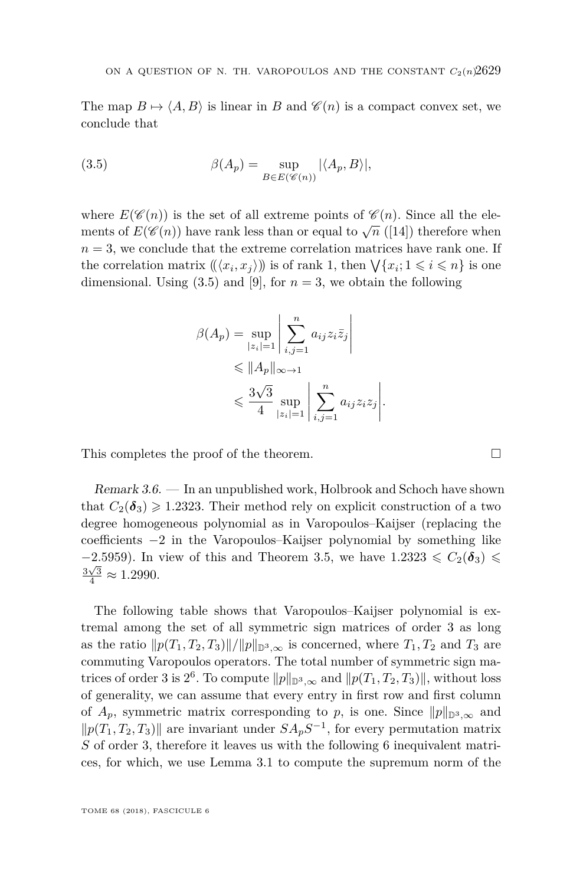The map $B \mapsto \langle A, B\rangle$ is linear in $B$ and $\mathscr{C}(n)$ is a compact convex set, we conclude that

$$\beta(A_p) = \sup_{B \in E(\mathscr{C}(n))} |\langle A_p, B\rangle|, \tag{3.5}$$

where $E(\mathscr{C}(n))$ is the set of all extreme points of $\mathscr{C}(n)$. Since all the elements of $E(\mathscr{C}(n))$ have rank less than or equal to $\sqrt{n}$ ([14]) therefore when $n = 3$, we conclude that the extreme correlation matrices have rank one. If the correlation matrix $(\!(\langle x_i, x_j\rangle)\!)$ is of rank 1, then $\bigvee\{x_i; 1 \leqslant i \leqslant n\}$ is one dimensional. Using (3.5) and [9], for $n = 3$, we obtain the following

$$\begin{aligned}
\beta(A_p) &= \sup_{|z_i|=1} \left| \sum_{i,j=1}^{n} a_{ij} z_i \bar{z}_j \right| \\
&\leqslant \|A_p\|_{\infty \to 1} \\
&\leqslant \frac{3\sqrt{3}}{4} \sup_{|z_i|=1} \left| \sum_{i,j=1}^{n} a_{ij} z_i z_j \right|.
\end{aligned}$$

This completes the proof of the theorem. $\square$

*Remark 3.6.* — In an unpublished work, Holbrook and Schoch have shown that $C_2(\boldsymbol{\delta}_3) \geqslant 1.2323$. Their method rely on explicit construction of a two degree homogeneous polynomial as in Varopoulos–Kaijser (replacing the coefficients $-2$ in the Varopoulos–Kaijser polynomial by something like $-2.5959$). In view of this and Theorem 3.5, we have $1.2323 \leqslant C_2(\boldsymbol{\delta}_3) \leqslant \frac{3\sqrt{3}}{4} \approx 1.2990$.

The following table shows that Varopoulos–Kaijser polynomial is extremal among the set of all symmetric sign matrices of order 3 as long as the ratio $\|p(T_1, T_2, T_3)\|/\|p\|_{\mathbb{D}^3,\infty}$ is concerned, where $T_1, T_2$ and $T_3$ are commuting Varopoulos operators. The total number of symmetric sign matrices of order 3 is $2^6$. To compute $\|p\|_{\mathbb{D}^3,\infty}$ and $\|p(T_1, T_2, T_3)\|$, without loss of generality, we can assume that every entry in first row and first column of $A_p$, symmetric matrix corresponding to $p$, is one. Since $\|p\|_{\mathbb{D}^3,\infty}$ and $\|p(T_1, T_2, T_3)\|$ are invariant under $SA_pS^{-1}$, for every permutation matrix $S$ of order 3, therefore it leaves us with the following 6 inequivalent matrices, for which, we use Lemma 3.1 to compute the supremum norm of the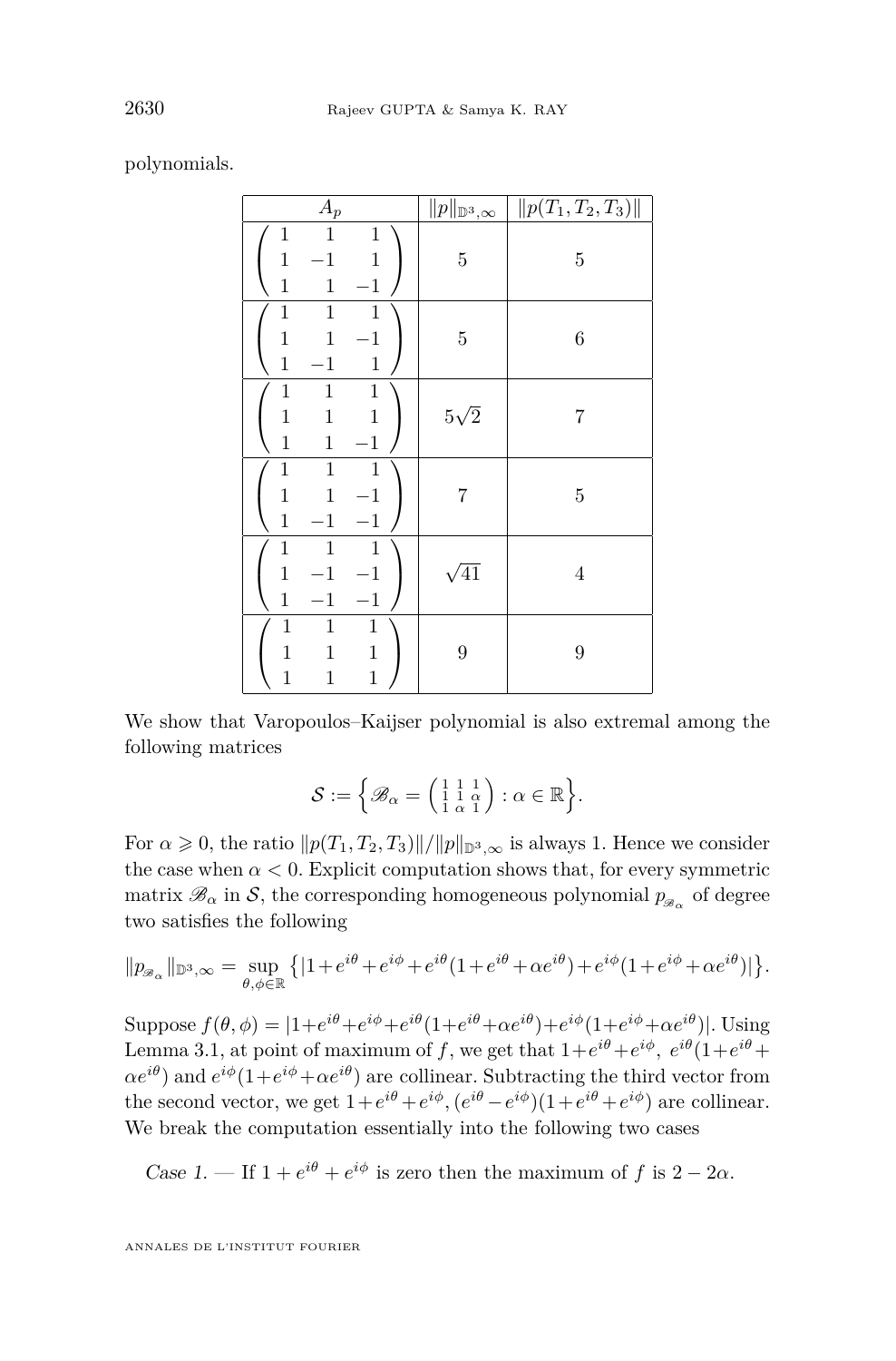polynomials.

| $A_p$ | $\|p\|_{\mathbb{D}^3,\infty}$ | $\|p(T_1,T_2,T_3)\|$ |
|---|---|---|
| $\begin{pmatrix} 1 & 1 & 1 \\ 1 & -1 & 1 \\ 1 & 1 & -1 \end{pmatrix}$ | $5$ | $5$ |
| $\begin{pmatrix} 1 & 1 & 1 \\ 1 & 1 & -1 \\ 1 & -1 & 1 \end{pmatrix}$ | $5$ | $6$ |
| $\begin{pmatrix} 1 & 1 & 1 \\ 1 & 1 & 1 \\ 1 & 1 & -1 \end{pmatrix}$ | $5\sqrt{2}$ | $7$ |
| $\begin{pmatrix} 1 & 1 & 1 \\ 1 & 1 & -1 \\ 1 & -1 & -1 \end{pmatrix}$ | $7$ | $5$ |
| $\begin{pmatrix} 1 & 1 & 1 \\ 1 & -1 & -1 \\ 1 & -1 & -1 \end{pmatrix}$ | $\sqrt{41}$ | $4$ |
| $\begin{pmatrix} 1 & 1 & 1 \\ 1 & 1 & 1 \\ 1 & 1 & 1 \end{pmatrix}$ | $9$ | $9$ |

We show that Varopoulos–Kaijser polynomial is also extremal among the following matrices

$$\mathcal{S} := \Big\{ \mathscr{B}_\alpha = \left(\begin{smallmatrix} 1 & 1 & 1 \\ 1 & 1 & \alpha \\ 1 & \alpha & 1 \end{smallmatrix}\right) : \alpha \in \mathbb{R} \Big\}.$$

For $\alpha \geqslant 0$, the ratio $\|p(T_1,T_2,T_3)\|/\|p\|_{\mathbb{D}^3,\infty}$ is always 1. Hence we consider the case when $\alpha < 0$. Explicit computation shows that, for every symmetric matrix $\mathscr{B}_\alpha$ in $\mathcal{S}$, the corresponding homogeneous polynomial $p_{\mathscr{B}_\alpha}$ of degree two satisfies the following

$$\|p_{\mathscr{B}_\alpha}\|_{\mathbb{D}^3,\infty} = \sup_{\theta,\phi\in\mathbb{R}} \big\{ |1+e^{i\theta}+e^{i\phi}+e^{i\theta}(1+e^{i\theta}+\alpha e^{i\theta})+e^{i\phi}(1+e^{i\phi}+\alpha e^{i\theta})| \big\}.$$

Suppose $f(\theta,\phi) = |1+e^{i\theta}+e^{i\phi}+e^{i\theta}(1+e^{i\theta}+\alpha e^{i\theta})+e^{i\phi}(1+e^{i\phi}+\alpha e^{i\theta})|$. Using Lemma 3.1, at point of maximum of $f$, we get that $1+e^{i\theta}+e^{i\phi}$, $e^{i\theta}(1+e^{i\theta}+\alpha e^{i\theta})$ and $e^{i\phi}(1+e^{i\phi}+\alpha e^{i\theta})$ are collinear. Subtracting the third vector from the second vector, we get $1+e^{i\theta}+e^{i\phi}, (e^{i\theta}-e^{i\phi})(1+e^{i\theta}+e^{i\phi})$ are collinear. We break the computation essentially into the following two cases

*Case 1.* — If $1+e^{i\theta}+e^{i\phi}$ is zero then the maximum of $f$ is $2-2\alpha$.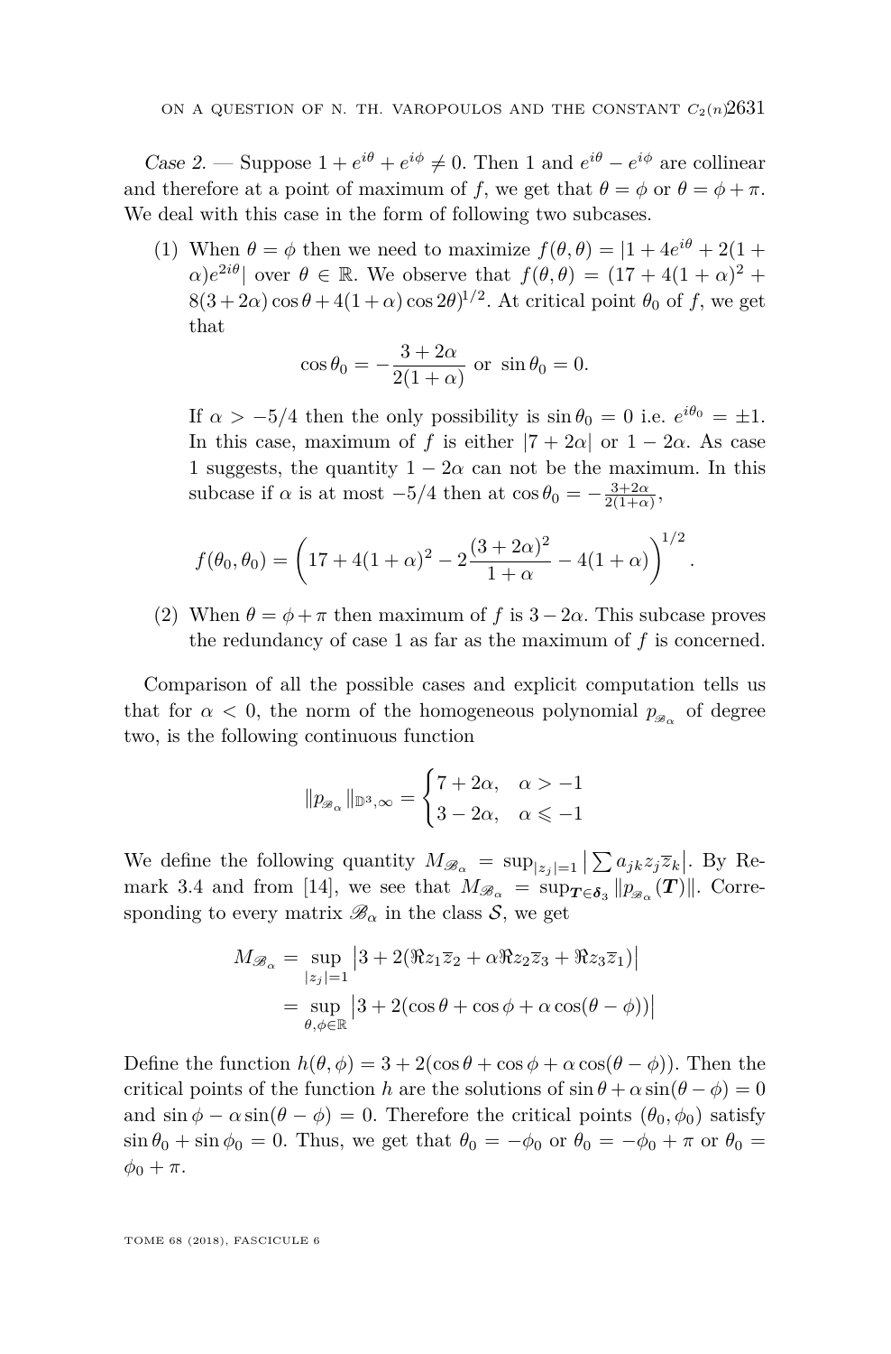*Case 2.* — Suppose $1 + e^{i\theta} + e^{i\phi} \neq 0$. Then 1 and $e^{i\theta} - e^{i\phi}$ are collinear and therefore at a point of maximum of $f$, we get that $\theta = \phi$ or $\theta = \phi + \pi$. We deal with this case in the form of following two subcases.

1. When $\theta = \phi$ then we need to maximize $f(\theta, \theta) = |1 + 4e^{i\theta} + 2(1 + \alpha)e^{2i\theta}|$ over $\theta \in \mathbb{R}$. We observe that $f(\theta, \theta) = (17 + 4(1 + \alpha)^2 + 8(3 + 2\alpha)\cos\theta + 4(1 + \alpha)\cos 2\theta)^{1/2}$. At critical point $\theta_0$ of $f$, we get that
$$\cos\theta_0 = -\frac{3 + 2\alpha}{2(1 + \alpha)} \text{ or } \sin\theta_0 = 0.$$
If $\alpha > -5/4$ then the only possibility is $\sin\theta_0 = 0$ i.e. $e^{i\theta_0} = \pm 1$. In this case, maximum of $f$ is either $|7 + 2\alpha|$ or $1 - 2\alpha$. As case 1 suggests, the quantity $1 - 2\alpha$ can not be the maximum. In this subcase if $\alpha$ is at most $-5/4$ then at $\cos\theta_0 = -\frac{3+2\alpha}{2(1+\alpha)}$,
$$f(\theta_0, \theta_0) = \left(17 + 4(1 + \alpha)^2 - 2\frac{(3 + 2\alpha)^2}{1 + \alpha} - 4(1 + \alpha)\right)^{1/2}.$$
2. When $\theta = \phi + \pi$ then maximum of $f$ is $3 - 2\alpha$. This subcase proves the redundancy of case 1 as far as the maximum of $f$ is concerned.

Comparison of all the possible cases and explicit computation tells us that for $\alpha < 0$, the norm of the homogeneous polynomial $p_{\mathscr{B}_\alpha}$ of degree two, is the following continuous function

$$\|p_{\mathscr{B}_\alpha}\|_{\mathbb{D}^3, \infty} = \begin{cases} 7 + 2\alpha, & \alpha > -1 \\ 3 - 2\alpha, & \alpha \leqslant -1 \end{cases}$$

We define the following quantity $M_{\mathscr{B}_\alpha} = \sup_{|z_j|=1} \left|\sum a_{jk} z_j \overline{z}_k\right|$. By Remark 3.4 and from [14], we see that $M_{\mathscr{B}_\alpha} = \sup_{\boldsymbol{T} \in \boldsymbol{\delta}_3} \|p_{\mathscr{B}_\alpha}(\boldsymbol{T})\|$. Corresponding to every matrix $\mathscr{B}_\alpha$ in the class $\mathcal{S}$, we get

$$\begin{aligned} M_{\mathscr{B}_\alpha} &= \sup_{|z_j|=1} \left|3 + 2(\Re z_1\overline{z}_2 + \alpha\Re z_2\overline{z}_3 + \Re z_3\overline{z}_1)\right| \\ &= \sup_{\theta, \phi \in \mathbb{R}} \left|3 + 2(\cos\theta + \cos\phi + \alpha\cos(\theta - \phi))\right| \end{aligned}$$

Define the function $h(\theta, \phi) = 3 + 2(\cos\theta + \cos\phi + \alpha\cos(\theta - \phi))$. Then the critical points of the function $h$ are the solutions of $\sin\theta + \alpha\sin(\theta - \phi) = 0$ and $\sin\phi - \alpha\sin(\theta - \phi) = 0$. Therefore the critical points $(\theta_0, \phi_0)$ satisfy $\sin\theta_0 + \sin\phi_0 = 0$. Thus, we get that $\theta_0 = -\phi_0$ or $\theta_0 = -\phi_0 + \pi$ or $\theta_0 = \phi_0 + \pi$.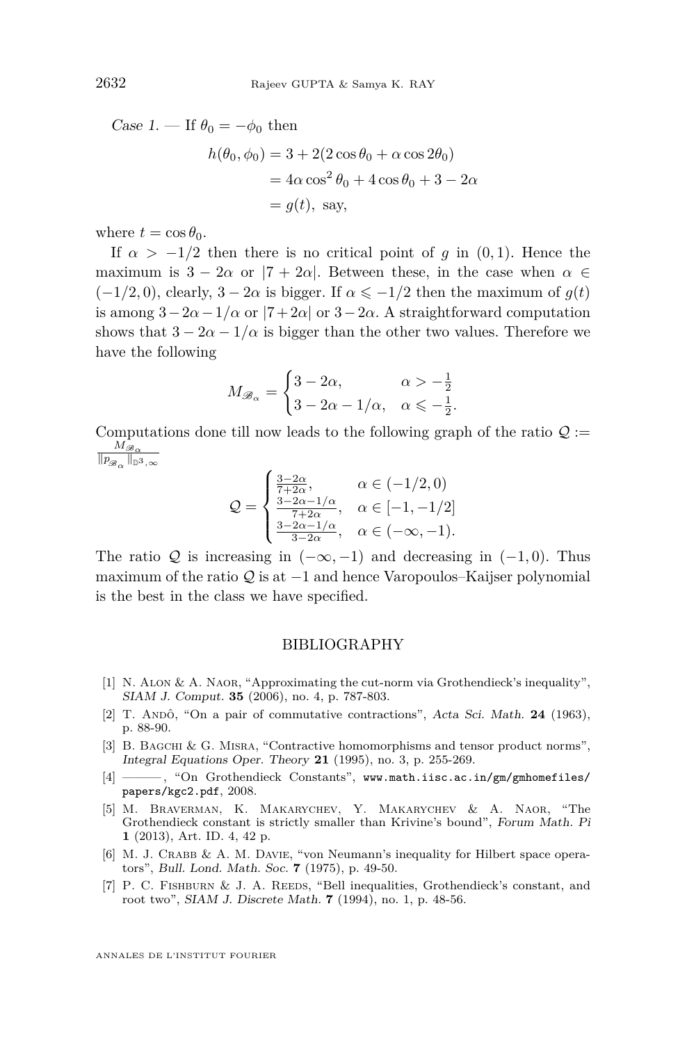*Case 1.* — If $\theta_0 = -\phi_0$ then

$$
\begin{aligned}
h(\theta_0, \phi_0) &= 3 + 2(2\cos\theta_0 + \alpha \cos 2\theta_0) \\
&= 4\alpha \cos^2\theta_0 + 4\cos\theta_0 + 3 - 2\alpha \\
&= g(t), \text{ say,}
\end{aligned}
$$

where $t = \cos\theta_0$.

If $\alpha > -1/2$ then there is no critical point of $g$ in $(0,1)$. Hence the maximum is $3 - 2\alpha$ or $|7 + 2\alpha|$. Between these, in the case when $\alpha \in (-1/2, 0)$, clearly, $3 - 2\alpha$ is bigger. If $\alpha \leqslant -1/2$ then the maximum of $g(t)$ is among $3 - 2\alpha - 1/\alpha$ or $|7 + 2\alpha|$ or $3 - 2\alpha$. A straightforward computation shows that $3 - 2\alpha - 1/\alpha$ is bigger than the other two values. Therefore we have the following

$$
M_{\mathscr{B}_\alpha} = \begin{cases} 3 - 2\alpha, & \alpha > -\frac{1}{2} \\ 3 - 2\alpha - 1/\alpha, & \alpha \leqslant -\frac{1}{2}. \end{cases}
$$

Computations done till now leads to the following graph of the ratio $\mathcal{Q} := \frac{M_{\mathscr{B}_\alpha}}{\|p_{\mathscr{B}_\alpha}\|_{\mathbb{D}^3,\infty}}$

$$
\mathcal{Q} = \begin{cases} \frac{3-2\alpha}{7+2\alpha}, & \alpha \in (-1/2, 0) \\ \frac{3-2\alpha-1/\alpha}{7+2\alpha}, & \alpha \in [-1, -1/2] \\ \frac{3-2\alpha-1/\alpha}{3-2\alpha}, & \alpha \in (-\infty, -1). \end{cases}
$$

The ratio $\mathcal{Q}$ is increasing in $(-\infty, -1)$ and decreasing in $(-1, 0)$. Thus maximum of the ratio $\mathcal{Q}$ is at $-1$ and hence Varopoulos–Kaijser polynomial is the best in the class we have specified.

## BIBLIOGRAPHY

[1] N. Alon & A. Naor, "Approximating the cut-norm via Grothendieck's inequality", *SIAM J. Comput.* **35** (2006), no. 4, p. 787-803.

[2] T. Andô, "On a pair of commutative contractions", *Acta Sci. Math.* **24** (1963), p. 88-90.

[3] B. Bagchi & G. Misra, "Contractive homomorphisms and tensor product norms", *Integral Equations Oper. Theory* **21** (1995), no. 3, p. 255-269.

[4] ———, "On Grothendieck Constants", www.math.iisc.ac.in/gm/gmhomefiles/papers/kgc2.pdf, 2008.

[5] M. Braverman, K. Makarychev, Y. Makarychev & A. Naor, "The Grothendieck constant is strictly smaller than Krivine's bound", *Forum Math. Pi* **1** (2013), Art. ID. 4, 42 p.

[6] M. J. Crabb & A. M. Davie, "von Neumann's inequality for Hilbert space operators", *Bull. Lond. Math. Soc.* **7** (1975), p. 49-50.

[7] P. C. Fishburn & J. A. Reeds, "Bell inequalities, Grothendieck's constant, and root two", *SIAM J. Discrete Math.* **7** (1994), no. 1, p. 48-56.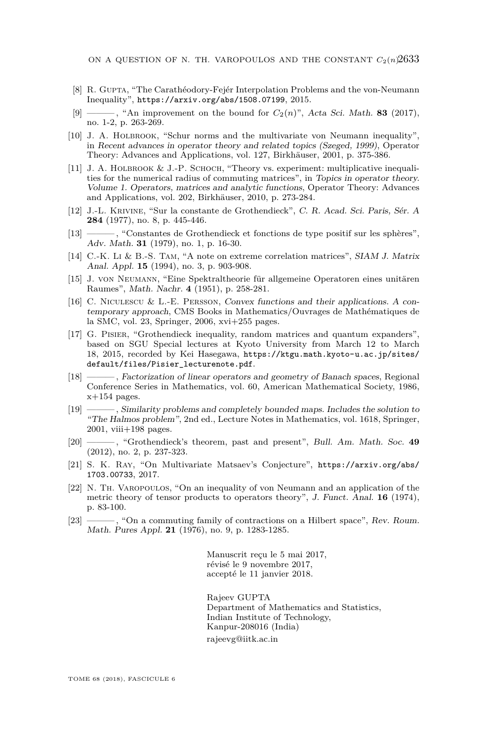[8] R. Gupta, "The Carathéodory-Fejér Interpolation Problems and the von-Neumann Inequality", https://arxiv.org/abs/1508.07199, 2015.

[9] ———, "An improvement on the bound for $C_2(n)$", *Acta Sci. Math.* **83** (2017), no. 1-2, p. 263-269.

[10] J. A. Holbrook, "Schur norms and the multivariate von Neumann inequality", in *Recent advances in operator theory and related topics (Szeged, 1999)*, Operator Theory: Advances and Applications, vol. 127, Birkhäuser, 2001, p. 375-386.

[11] J. A. Holbrook & J.-P. Schoch, "Theory vs. experiment: multiplicative inequalities for the numerical radius of commuting matrices", in *Topics in operator theory. Volume 1. Operators, matrices and analytic functions*, Operator Theory: Advances and Applications, vol. 202, Birkhäuser, 2010, p. 273-284.

[12] J.-L. Krivine, "Sur la constante de Grothendieck", *C. R. Acad. Sci. Paris, Sér. A* **284** (1977), no. 8, p. 445-446.

[13] ———, "Constantes de Grothendieck et fonctions de type positif sur les sphères", *Adv. Math.* **31** (1979), no. 1, p. 16-30.

[14] C.-K. Li & B.-S. Tam, "A note on extreme correlation matrices", *SIAM J. Matrix Anal. Appl.* **15** (1994), no. 3, p. 903-908.

[15] J. von Neumann, "Eine Spektraltheorie für allgemeine Operatoren eines unitären Raumes", *Math. Nachr.* **4** (1951), p. 258-281.

[16] C. Niculescu & L.-E. Persson, *Convex functions and their applications. A contemporary approach*, CMS Books in Mathematics/Ouvrages de Mathématiques de la SMC, vol. 23, Springer, 2006, xvi+255 pages.

[17] G. Pisier, "Grothendieck inequality, random matrices and quantum expanders", based on SGU Special lectures at Kyoto University from March 12 to March 18, 2015, recorded by Kei Hasegawa, https://ktgu.math.kyoto-u.ac.jp/sites/default/files/Pisier_lecturenote.pdf.

[18] ———, *Factorization of linear operators and geometry of Banach spaces*, Regional Conference Series in Mathematics, vol. 60, American Mathematical Society, 1986, x+154 pages.

[19] ———, *Similarity problems and completely bounded maps. Includes the solution to "The Halmos problem"*, 2nd ed., Lecture Notes in Mathematics, vol. 1618, Springer, 2001, viii+198 pages.

[20] ———, "Grothendieck's theorem, past and present", *Bull. Am. Math. Soc.* **49** (2012), no. 2, p. 237-323.

[21] S. K. Ray, "On Multivariate Matsaev's Conjecture", https://arxiv.org/abs/1703.00733, 2017.

[22] N. Th. Varopoulos, "On an inequality of von Neumann and an application of the metric theory of tensor products to operators theory", *J. Funct. Anal.* **16** (1974), p. 83-100.

[23] ———, "On a commuting family of contractions on a Hilbert space", *Rev. Roum. Math. Pures Appl.* **21** (1976), no. 9, p. 1283-1285.

Manuscrit reçu le 5 mai 2017,
révisé le 9 novembre 2017,
accepté le 11 janvier 2018.

Rajeev GUPTA
Department of Mathematics and Statistics,
Indian Institute of Technology,
Kanpur-208016 (India)
rajeevg@iitk.ac.in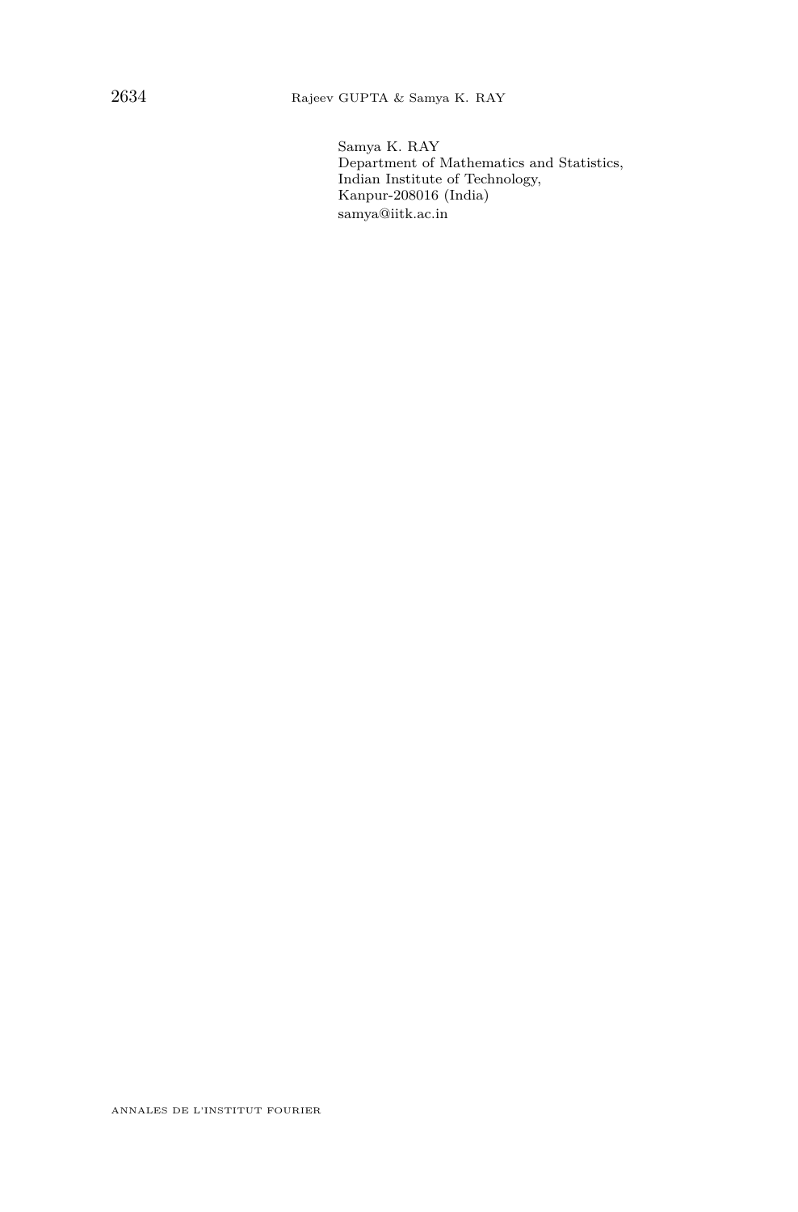Samya K. RAY
Department of Mathematics and Statistics,
Indian Institute of Technology,
Kanpur-208016 (India)
samya@iitk.ac.in